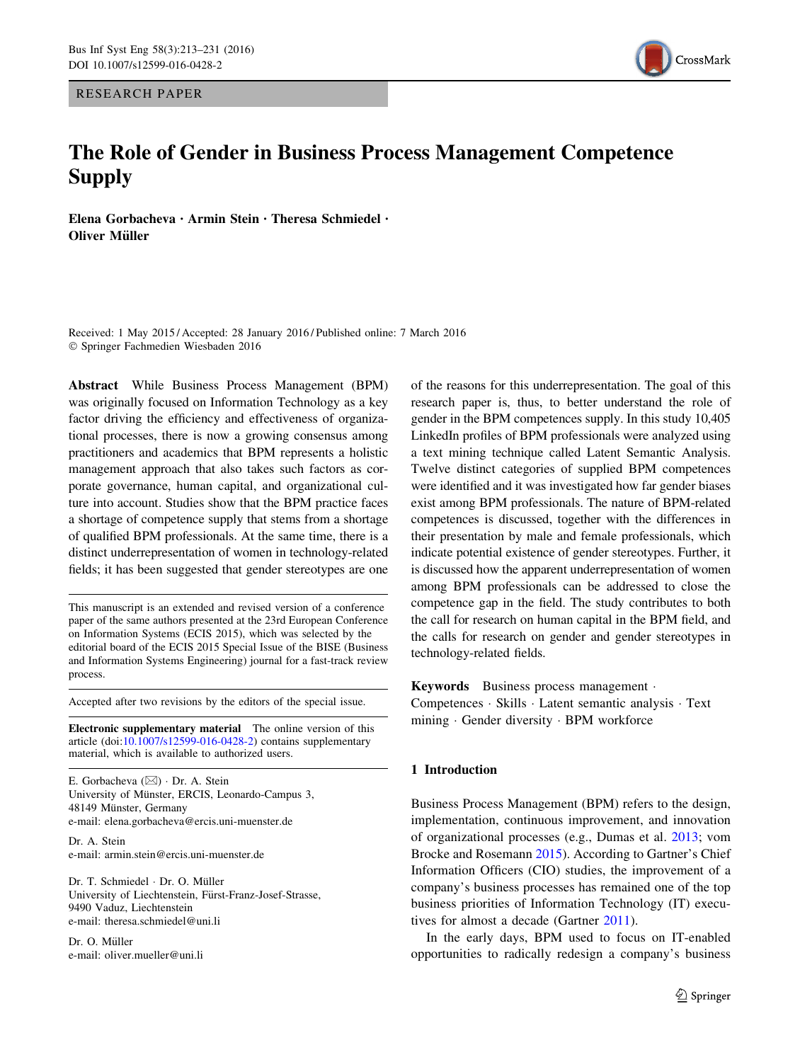RESEARCH PAPER

# The Role of Gender in Business Process Management Competence Supply

**Elena Gorbacheva · Armin Stein · Theresa Schmiedel · Oliver Müller**

Received: 1 May 2015 / Accepted: 28 January 2016 / Published online: 7 March 2016
© Springer Fachmedien Wiesbaden 2016

**Abstract** While Business Process Management (BPM) was originally focused on Information Technology as a key factor driving the efficiency and effectiveness of organizational processes, there is now a growing consensus among practitioners and academics that BPM represents a holistic management approach that also takes such factors as corporate governance, human capital, and organizational culture into account. Studies show that the BPM practice faces a shortage of competence supply that stems from a shortage of qualified BPM professionals. At the same time, there is a distinct underrepresentation of women in technology-related fields; it has been suggested that gender stereotypes are one of the reasons for this underrepresentation. The goal of this research paper is, thus, to better understand the role of gender in the BPM competences supply. In this study 10,405 LinkedIn profiles of BPM professionals were analyzed using a text mining technique called Latent Semantic Analysis. Twelve distinct categories of supplied BPM competences were identified and it was investigated how far gender biases exist among BPM professionals. The nature of BPM-related competences is discussed, together with the differences in their presentation by male and female professionals, which indicate potential existence of gender stereotypes. Further, it is discussed how the apparent underrepresentation of women among BPM professionals can be addressed to close the competence gap in the field. The study contributes to both the call for research on human capital in the BPM field, and the calls for research on gender and gender stereotypes in technology-related fields.

**Keywords** Business process management · Competences · Skills · Latent semantic analysis · Text mining · Gender diversity · BPM workforce

This manuscript is an extended and revised version of a conference paper of the same authors presented at the 23rd European Conference on Information Systems (ECIS 2015), which was selected by the editorial board of the ECIS 2015 Special Issue of the BISE (Business and Information Systems Engineering) journal for a fast-track review process.

Accepted after two revisions by the editors of the special issue.

**Electronic supplementary material** The online version of this article (doi:10.1007/s12599-016-0428-2) contains supplementary material, which is available to authorized users.

E. Gorbacheva (✉) · Dr. A. Stein
University of Münster, ERCIS, Leonardo-Campus 3, 48149 Münster, Germany
e-mail: elena.gorbacheva@ercis.uni-muenster.de

Dr. A. Stein
e-mail: armin.stein@ercis.uni-muenster.de

Dr. T. Schmiedel · Dr. O. Müller
University of Liechtenstein, Fürst-Franz-Josef-Strasse, 9490 Vaduz, Liechtenstein
e-mail: theresa.schmiedel@uni.li

Dr. O. Müller
e-mail: oliver.mueller@uni.li

## 1 Introduction

Business Process Management (BPM) refers to the design, implementation, continuous improvement, and innovation of organizational processes (e.g., Dumas et al. 2013; vom Brocke and Rosemann 2015). According to Gartner's Chief Information Officers (CIO) studies, the improvement of a company's business processes has remained one of the top business priorities of Information Technology (IT) executives for almost a decade (Gartner 2011).

In the early days, BPM used to focus on IT-enabled opportunities to radically redesign a company's business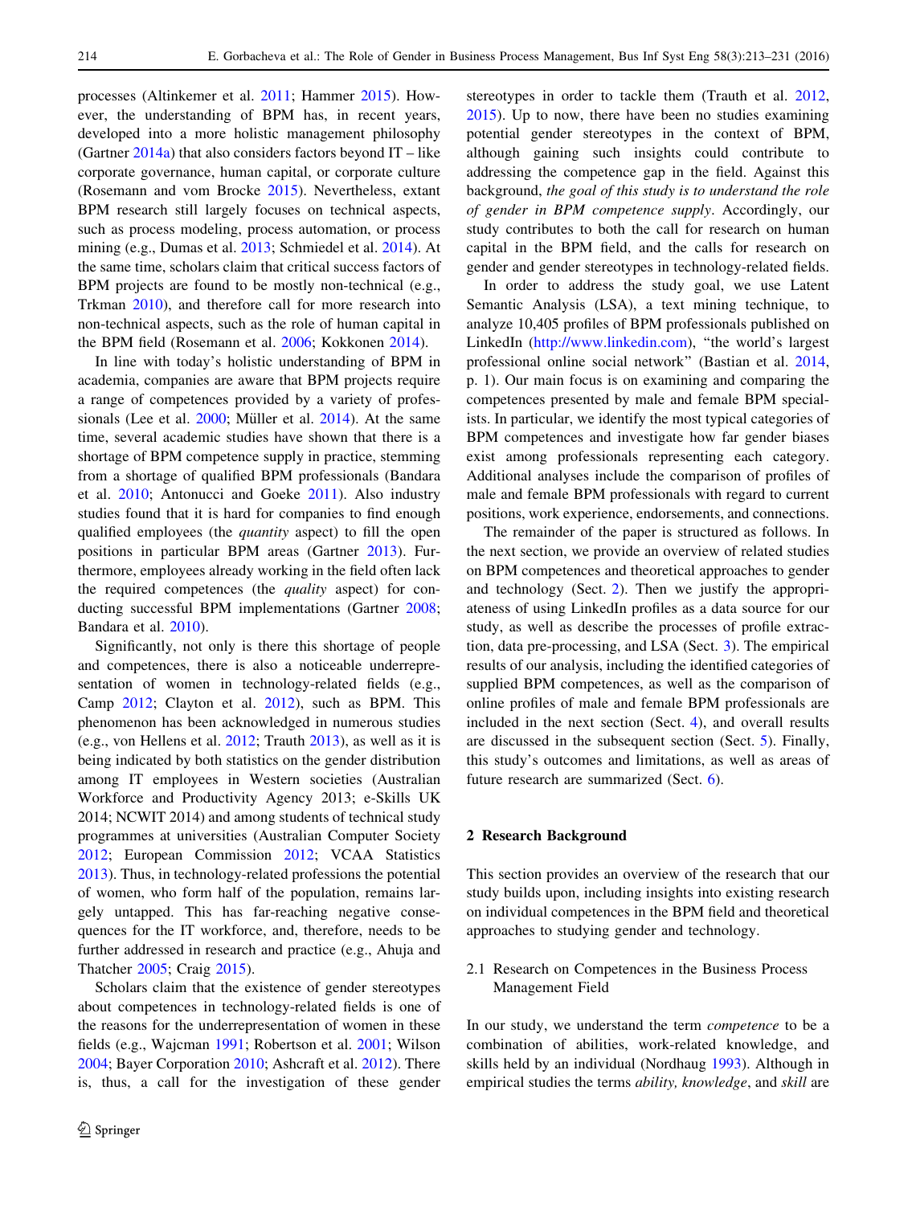processes (Altinkemer et al. 2011; Hammer 2015). However, the understanding of BPM has, in recent years, developed into a more holistic management philosophy (Gartner 2014a) that also considers factors beyond IT – like corporate governance, human capital, or corporate culture (Rosemann and vom Brocke 2015). Nevertheless, extant BPM research still largely focuses on technical aspects, such as process modeling, process automation, or process mining (e.g., Dumas et al. 2013; Schmiedel et al. 2014). At the same time, scholars claim that critical success factors of BPM projects are found to be mostly non-technical (e.g., Trkman 2010), and therefore call for more research into non-technical aspects, such as the role of human capital in the BPM field (Rosemann et al. 2006; Kokkonen 2014).

In line with today's holistic understanding of BPM in academia, companies are aware that BPM projects require a range of competences provided by a variety of professionals (Lee et al. 2000; Müller et al. 2014). At the same time, several academic studies have shown that there is a shortage of BPM competence supply in practice, stemming from a shortage of qualified BPM professionals (Bandara et al. 2010; Antonucci and Goeke 2011). Also industry studies found that it is hard for companies to find enough qualified employees (the *quantity* aspect) to fill the open positions in particular BPM areas (Gartner 2013). Furthermore, employees already working in the field often lack the required competences (the *quality* aspect) for conducting successful BPM implementations (Gartner 2008; Bandara et al. 2010).

Significantly, not only is there this shortage of people and competences, there is also a noticeable underrepresentation of women in technology-related fields (e.g., Camp 2012; Clayton et al. 2012), such as BPM. This phenomenon has been acknowledged in numerous studies (e.g., von Hellens et al. 2012; Trauth 2013), as well as it is being indicated by both statistics on the gender distribution among IT employees in Western societies (Australian Workforce and Productivity Agency 2013; e-Skills UK 2014; NCWIT 2014) and among students of technical study programmes at universities (Australian Computer Society 2012; European Commission 2012; VCAA Statistics 2013). Thus, in technology-related professions the potential of women, who form half of the population, remains largely untapped. This has far-reaching negative consequences for the IT workforce, and, therefore, needs to be further addressed in research and practice (e.g., Ahuja and Thatcher 2005; Craig 2015).

Scholars claim that the existence of gender stereotypes about competences in technology-related fields is one of the reasons for the underrepresentation of women in these fields (e.g., Wajcman 1991; Robertson et al. 2001; Wilson 2004; Bayer Corporation 2010; Ashcraft et al. 2012). There is, thus, a call for the investigation of these gender stereotypes in order to tackle them (Trauth et al. 2012, 2015). Up to now, there have been no studies examining potential gender stereotypes in the context of BPM, although gaining such insights could contribute to addressing the competence gap in the field. Against this background, *the goal of this study is to understand the role of gender in BPM competence supply*. Accordingly, our study contributes to both the call for research on human capital in the BPM field, and the calls for research on gender and gender stereotypes in technology-related fields.

In order to address the study goal, we use Latent Semantic Analysis (LSA), a text mining technique, to analyze 10,405 profiles of BPM professionals published on LinkedIn (http://www.linkedin.com), "the world's largest professional online social network" (Bastian et al. 2014, p. 1). Our main focus is on examining and comparing the competences presented by male and female BPM specialists. In particular, we identify the most typical categories of BPM competences and investigate how far gender biases exist among professionals representing each category. Additional analyses include the comparison of profiles of male and female BPM professionals with regard to current positions, work experience, endorsements, and connections.

The remainder of the paper is structured as follows. In the next section, we provide an overview of related studies on BPM competences and theoretical approaches to gender and technology (Sect. 2). Then we justify the appropriateness of using LinkedIn profiles as a data source for our study, as well as describe the processes of profile extraction, data pre-processing, and LSA (Sect. 3). The empirical results of our analysis, including the identified categories of supplied BPM competences, as well as the comparison of online profiles of male and female BPM professionals are included in the next section (Sect. 4), and overall results are discussed in the subsequent section (Sect. 5). Finally, this study's outcomes and limitations, as well as areas of future research are summarized (Sect. 6).

## 2 Research Background

This section provides an overview of the research that our study builds upon, including insights into existing research on individual competences in the BPM field and theoretical approaches to studying gender and technology.

### 2.1 Research on Competences in the Business Process Management Field

In our study, we understand the term *competence* to be a combination of abilities, work-related knowledge, and skills held by an individual (Nordhaug 1993). Although in empirical studies the terms *ability, knowledge*, and *skill* are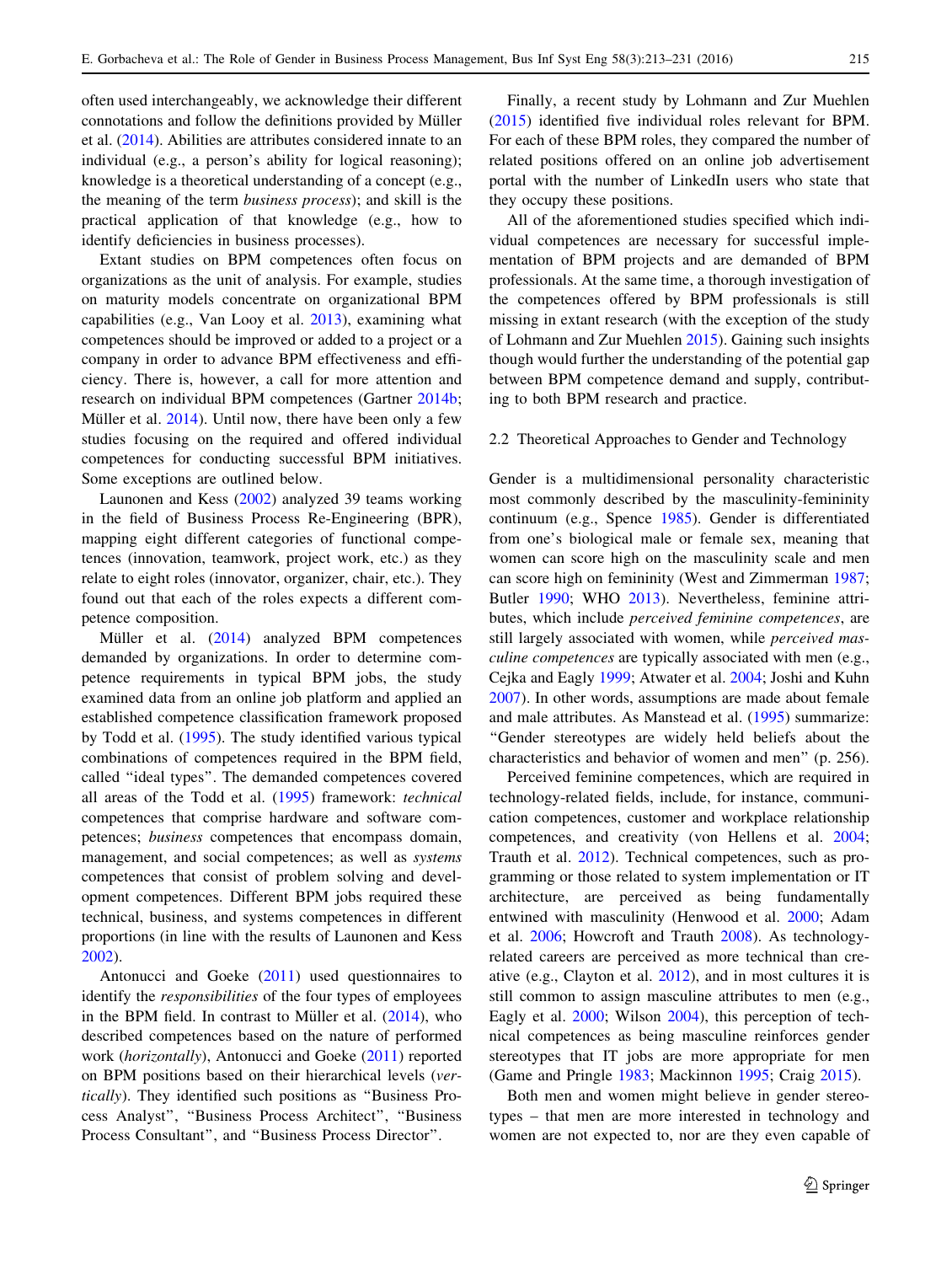often used interchangeably, we acknowledge their different connotations and follow the definitions provided by Müller et al. (2014). Abilities are attributes considered innate to an individual (e.g., a person's ability for logical reasoning); knowledge is a theoretical understanding of a concept (e.g., the meaning of the term *business process*); and skill is the practical application of that knowledge (e.g., how to identify deficiencies in business processes).

Extant studies on BPM competences often focus on organizations as the unit of analysis. For example, studies on maturity models concentrate on organizational BPM capabilities (e.g., Van Looy et al. 2013), examining what competences should be improved or added to a project or a company in order to advance BPM effectiveness and efficiency. There is, however, a call for more attention and research on individual BPM competences (Gartner 2014b; Müller et al. 2014). Until now, there have been only a few studies focusing on the required and offered individual competences for conducting successful BPM initiatives. Some exceptions are outlined below.

Launonen and Kess (2002) analyzed 39 teams working in the field of Business Process Re-Engineering (BPR), mapping eight different categories of functional competences (innovation, teamwork, project work, etc.) as they relate to eight roles (innovator, organizer, chair, etc.). They found out that each of the roles expects a different competence composition.

Müller et al. (2014) analyzed BPM competences demanded by organizations. In order to determine competence requirements in typical BPM jobs, the study examined data from an online job platform and applied an established competence classification framework proposed by Todd et al. (1995). The study identified various typical combinations of competences required in the BPM field, called "ideal types". The demanded competences covered all areas of the Todd et al. (1995) framework: *technical* competences that comprise hardware and software competences; *business* competences that encompass domain, management, and social competences; as well as *systems* competences that consist of problem solving and development competences. Different BPM jobs required these technical, business, and systems competences in different proportions (in line with the results of Launonen and Kess 2002).

Antonucci and Goeke (2011) used questionnaires to identify the *responsibilities* of the four types of employees in the BPM field. In contrast to Müller et al. (2014), who described competences based on the nature of performed work (*horizontally*), Antonucci and Goeke (2011) reported on BPM positions based on their hierarchical levels (*vertically*). They identified such positions as "Business Process Analyst", "Business Process Architect", "Business Process Consultant", and "Business Process Director".

Finally, a recent study by Lohmann and Zur Muehlen (2015) identified five individual roles relevant for BPM. For each of these BPM roles, they compared the number of related positions offered on an online job advertisement portal with the number of LinkedIn users who state that they occupy these positions.

All of the aforementioned studies specified which individual competences are necessary for successful implementation of BPM projects and are demanded of BPM professionals. At the same time, a thorough investigation of the competences offered by BPM professionals is still missing in extant research (with the exception of the study of Lohmann and Zur Muehlen 2015). Gaining such insights though would further the understanding of the potential gap between BPM competence demand and supply, contributing to both BPM research and practice.

## 2.2 Theoretical Approaches to Gender and Technology

Gender is a multidimensional personality characteristic most commonly described by the masculinity-femininity continuum (e.g., Spence 1985). Gender is differentiated from one's biological male or female sex, meaning that women can score high on the masculinity scale and men can score high on femininity (West and Zimmerman 1987; Butler 1990; WHO 2013). Nevertheless, feminine attributes, which include *perceived feminine competences*, are still largely associated with women, while *perceived masculine competences* are typically associated with men (e.g., Cejka and Eagly 1999; Atwater et al. 2004; Joshi and Kuhn 2007). In other words, assumptions are made about female and male attributes. As Manstead et al. (1995) summarize: "Gender stereotypes are widely held beliefs about the characteristics and behavior of women and men" (p. 256).

Perceived feminine competences, which are required in technology-related fields, include, for instance, communication competences, customer and workplace relationship competences, and creativity (von Hellens et al. 2004; Trauth et al. 2012). Technical competences, such as programming or those related to system implementation or IT architecture, are perceived as being fundamentally entwined with masculinity (Henwood et al. 2000; Adam et al. 2006; Howcroft and Trauth 2008). As technology-related careers are perceived as more technical than creative (e.g., Clayton et al. 2012), and in most cultures it is still common to assign masculine attributes to men (e.g., Eagly et al. 2000; Wilson 2004), this perception of technical competences as being masculine reinforces gender stereotypes that IT jobs are more appropriate for men (Game and Pringle 1983; Mackinnon 1995; Craig 2015).

Both men and women might believe in gender stereotypes – that men are more interested in technology and women are not expected to, nor are they even capable of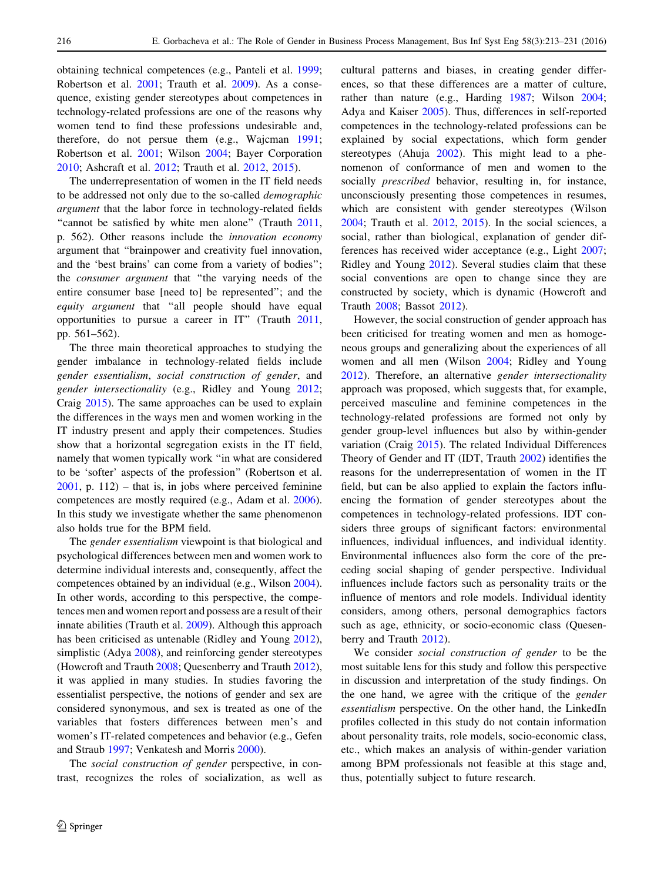obtaining technical competences (e.g., Panteli et al. 1999; Robertson et al. 2001; Trauth et al. 2009). As a consequence, existing gender stereotypes about competences in technology-related professions are one of the reasons why women tend to find these professions undesirable and, therefore, do not persue them (e.g., Wajcman 1991; Robertson et al. 2001; Wilson 2004; Bayer Corporation 2010; Ashcraft et al. 2012; Trauth et al. 2012, 2015).

The underrepresentation of women in the IT field needs to be addressed not only due to the so-called *demographic argument* that the labor force in technology-related fields "cannot be satisfied by white men alone" (Trauth 2011, p. 562). Other reasons include the *innovation economy* argument that "brainpower and creativity fuel innovation, and the 'best brains' can come from a variety of bodies"; the *consumer argument* that "the varying needs of the entire consumer base [need to] be represented"; and the *equity argument* that "all people should have equal opportunities to pursue a career in IT" (Trauth 2011, pp. 561–562).

The three main theoretical approaches to studying the gender imbalance in technology-related fields include *gender essentialism*, *social construction of gender*, and *gender intersectionality* (e.g., Ridley and Young 2012; Craig 2015). The same approaches can be used to explain the differences in the ways men and women working in the IT industry present and apply their competences. Studies show that a horizontal segregation exists in the IT field, namely that women typically work "in what are considered to be 'softer' aspects of the profession" (Robertson et al. 2001, p. 112) – that is, in jobs where perceived feminine competences are mostly required (e.g., Adam et al. 2006). In this study we investigate whether the same phenomenon also holds true for the BPM field.

The *gender essentialism* viewpoint is that biological and psychological differences between men and women work to determine individual interests and, consequently, affect the competences obtained by an individual (e.g., Wilson 2004). In other words, according to this perspective, the competences men and women report and possess are a result of their innate abilities (Trauth et al. 2009). Although this approach has been criticised as untenable (Ridley and Young 2012), simplistic (Adya 2008), and reinforcing gender stereotypes (Howcroft and Trauth 2008; Quesenberry and Trauth 2012), it was applied in many studies. In studies favoring the essentialist perspective, the notions of gender and sex are considered synonymous, and sex is treated as one of the variables that fosters differences between men's and women's IT-related competences and behavior (e.g., Gefen and Straub 1997; Venkatesh and Morris 2000).

The *social construction of gender* perspective, in contrast, recognizes the roles of socialization, as well as cultural patterns and biases, in creating gender differences, so that these differences are a matter of culture, rather than nature (e.g., Harding 1987; Wilson 2004; Adya and Kaiser 2005). Thus, differences in self-reported competences in the technology-related professions can be explained by social expectations, which form gender stereotypes (Ahuja 2002). This might lead to a phenomenon of conformance of men and women to the socially *prescribed* behavior, resulting in, for instance, unconsciously presenting those competences in resumes, which are consistent with gender stereotypes (Wilson 2004; Trauth et al. 2012, 2015). In the social sciences, a social, rather than biological, explanation of gender differences has received wider acceptance (e.g., Light 2007; Ridley and Young 2012). Several studies claim that these social conventions are open to change since they are constructed by society, which is dynamic (Howcroft and Trauth 2008; Bassot 2012).

However, the social construction of gender approach has been criticised for treating women and men as homogeneous groups and generalizing about the experiences of all women and all men (Wilson 2004; Ridley and Young 2012). Therefore, an alternative *gender intersectionality* approach was proposed, which suggests that, for example, perceived masculine and feminine competences in the technology-related professions are formed not only by gender group-level influences but also by within-gender variation (Craig 2015). The related Individual Differences Theory of Gender and IT (IDT, Trauth 2002) identifies the reasons for the underrepresentation of women in the IT field, but can be also applied to explain the factors influencing the formation of gender stereotypes about the competences in technology-related professions. IDT considers three groups of significant factors: environmental influences, individual influences, and individual identity. Environmental influences also form the core of the preceding social shaping of gender perspective. Individual influences include factors such as personality traits or the influence of mentors and role models. Individual identity considers, among others, personal demographics factors such as age, ethnicity, or socio-economic class (Quesenberry and Trauth 2012).

We consider *social construction of gender* to be the most suitable lens for this study and follow this perspective in discussion and interpretation of the study findings. On the one hand, we agree with the critique of the *gender essentialism* perspective. On the other hand, the LinkedIn profiles collected in this study do not contain information about personality traits, role models, socio-economic class, etc., which makes an analysis of within-gender variation among BPM professionals not feasible at this stage and, thus, potentially subject to future research.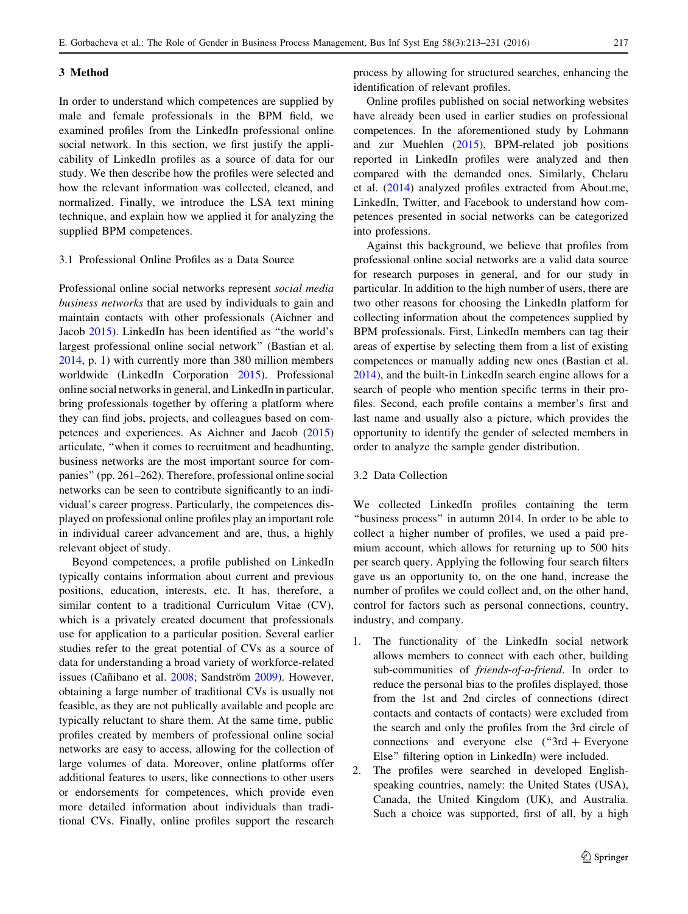## 3 Method

In order to understand which competences are supplied by male and female professionals in the BPM field, we examined profiles from the LinkedIn professional online social network. In this section, we first justify the applicability of LinkedIn profiles as a source of data for our study. We then describe how the profiles were selected and how the relevant information was collected, cleaned, and normalized. Finally, we introduce the LSA text mining technique, and explain how we applied it for analyzing the supplied BPM competences.

### 3.1 Professional Online Profiles as a Data Source

Professional online social networks represent *social media business networks* that are used by individuals to gain and maintain contacts with other professionals (Aichner and Jacob 2015). LinkedIn has been identified as "the world's largest professional online social network" (Bastian et al. 2014, p. 1) with currently more than 380 million members worldwide (LinkedIn Corporation 2015). Professional online social networks in general, and LinkedIn in particular, bring professionals together by offering a platform where they can find jobs, projects, and colleagues based on competences and experiences. As Aichner and Jacob (2015) articulate, "when it comes to recruitment and headhunting, business networks are the most important source for companies" (pp. 261–262). Therefore, professional online social networks can be seen to contribute significantly to an individual's career progress. Particularly, the competences displayed on professional online profiles play an important role in individual career advancement and are, thus, a highly relevant object of study.

Beyond competences, a profile published on LinkedIn typically contains information about current and previous positions, education, interests, etc. It has, therefore, a similar content to a traditional Curriculum Vitae (CV), which is a privately created document that professionals use for application to a particular position. Several earlier studies refer to the great potential of CVs as a source of data for understanding a broad variety of workforce-related issues (Cañibano et al. 2008; Sandström 2009). However, obtaining a large number of traditional CVs is usually not feasible, as they are not publically available and people are typically reluctant to share them. At the same time, public profiles created by members of professional online social networks are easy to access, allowing for the collection of large volumes of data. Moreover, online platforms offer additional features to users, like connections to other users or endorsements for competences, which provide even more detailed information about individuals than traditional CVs. Finally, online profiles support the research process by allowing for structured searches, enhancing the identification of relevant profiles.

Online profiles published on social networking websites have already been used in earlier studies on professional competences. In the aforementioned study by Lohmann and zur Muehlen (2015), BPM-related job positions reported in LinkedIn profiles were analyzed and then compared with the demanded ones. Similarly, Chelaru et al. (2014) analyzed profiles extracted from About.me, LinkedIn, Twitter, and Facebook to understand how competences presented in social networks can be categorized into professions.

Against this background, we believe that profiles from professional online social networks are a valid data source for research purposes in general, and for our study in particular. In addition to the high number of users, there are two other reasons for choosing the LinkedIn platform for collecting information about the competences supplied by BPM professionals. First, LinkedIn members can tag their areas of expertise by selecting them from a list of existing competences or manually adding new ones (Bastian et al. 2014), and the built-in LinkedIn search engine allows for a search of people who mention specific terms in their profiles. Second, each profile contains a member's first and last name and usually also a picture, which provides the opportunity to identify the gender of selected members in order to analyze the sample gender distribution.

### 3.2 Data Collection

We collected LinkedIn profiles containing the term "business process" in autumn 2014. In order to be able to collect a higher number of profiles, we used a paid premium account, which allows for returning up to 500 hits per search query. Applying the following four search filters gave us an opportunity to, on the one hand, increase the number of profiles we could collect and, on the other hand, control for factors such as personal connections, country, industry, and company.

1. The functionality of the LinkedIn social network allows members to connect with each other, building sub-communities of *friends-of-a-friend*. In order to reduce the personal bias to the profiles displayed, those from the 1st and 2nd circles of connections (direct contacts and contacts of contacts) were excluded from the search and only the profiles from the 3rd circle of connections and everyone else ("3rd + Everyone Else" filtering option in LinkedIn) were included.
2. The profiles were searched in developed English-speaking countries, namely: the United States (USA), Canada, the United Kingdom (UK), and Australia. Such a choice was supported, first of all, by a high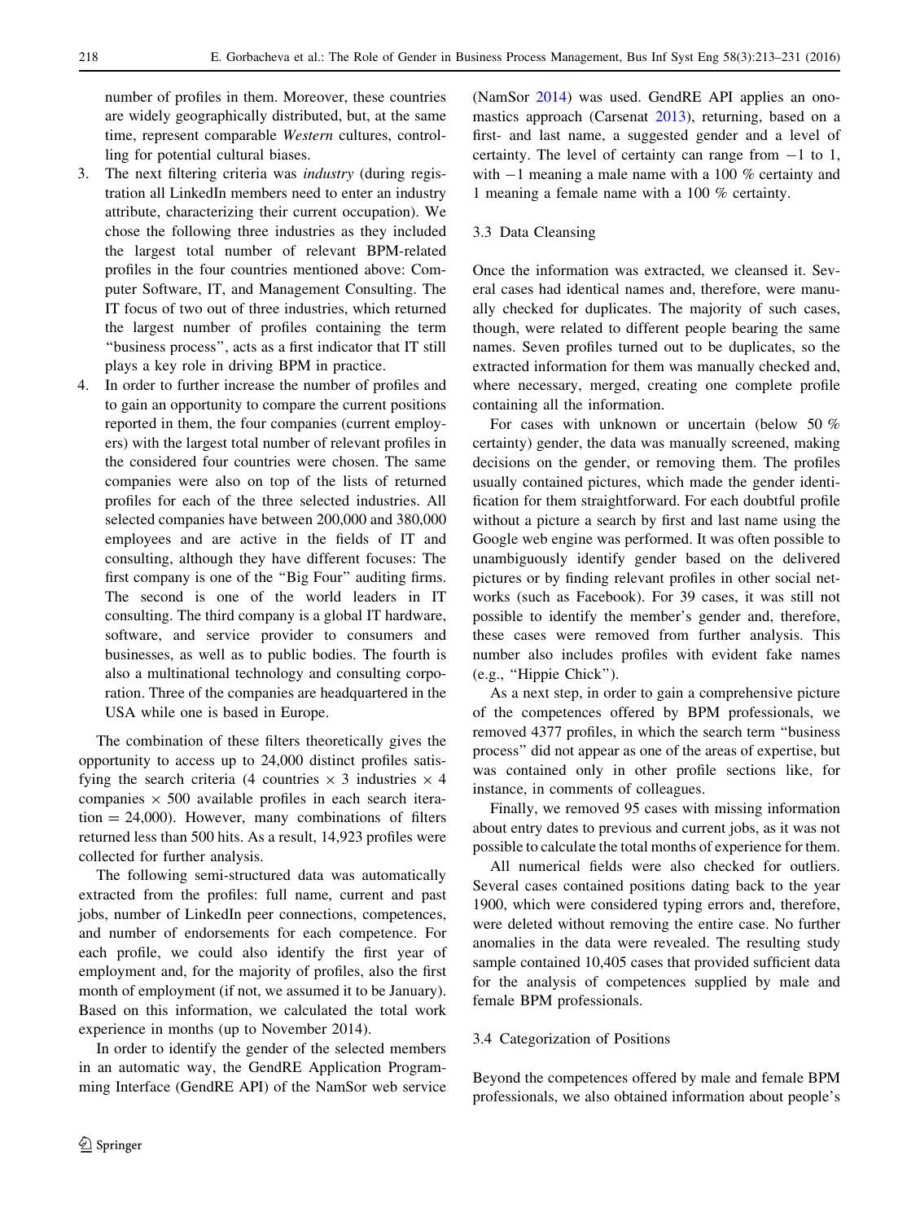number of profiles in them. Moreover, these countries are widely geographically distributed, but, at the same time, represent comparable *Western* cultures, controlling for potential cultural biases.

3. The next filtering criteria was *industry* (during registration all LinkedIn members need to enter an industry attribute, characterizing their current occupation). We chose the following three industries as they included the largest total number of relevant BPM-related profiles in the four countries mentioned above: Computer Software, IT, and Management Consulting. The IT focus of two out of three industries, which returned the largest number of profiles containing the term "business process", acts as a first indicator that IT still plays a key role in driving BPM in practice.
4. In order to further increase the number of profiles and to gain an opportunity to compare the current positions reported in them, the four companies (current employers) with the largest total number of relevant profiles in the considered four countries were chosen. The same companies were also on top of the lists of returned profiles for each of the three selected industries. All selected companies have between 200,000 and 380,000 employees and are active in the fields of IT and consulting, although they have different focuses: The first company is one of the "Big Four" auditing firms. The second is one of the world leaders in IT consulting. The third company is a global IT hardware, software, and service provider to consumers and businesses, as well as to public bodies. The fourth is also a multinational technology and consulting corporation. Three of the companies are headquartered in the USA while one is based in Europe.

The combination of these filters theoretically gives the opportunity to access up to 24,000 distinct profiles satisfying the search criteria (4 countries $\times$ 3 industries $\times$ 4 companies $\times$ 500 available profiles in each search iteration = 24,000). However, many combinations of filters returned less than 500 hits. As a result, 14,923 profiles were collected for further analysis.

The following semi-structured data was automatically extracted from the profiles: full name, current and past jobs, number of LinkedIn peer connections, competences, and number of endorsements for each competence. For each profile, we could also identify the first year of employment and, for the majority of profiles, also the first month of employment (if not, we assumed it to be January). Based on this information, we calculated the total work experience in months (up to November 2014).

In order to identify the gender of the selected members in an automatic way, the GendRE Application Programming Interface (GendRE API) of the NamSor web service (NamSor 2014) was used. GendRE API applies an onomastics approach (Carsenat 2013), returning, based on a first- and last name, a suggested gender and a level of certainty. The level of certainty can range from −1 to 1, with −1 meaning a male name with a 100 % certainty and 1 meaning a female name with a 100 % certainty.

### 3.3 Data Cleansing

Once the information was extracted, we cleansed it. Several cases had identical names and, therefore, were manually checked for duplicates. The majority of such cases, though, were related to different people bearing the same names. Seven profiles turned out to be duplicates, so the extracted information for them was manually checked and, where necessary, merged, creating one complete profile containing all the information.

For cases with unknown or uncertain (below 50 % certainty) gender, the data was manually screened, making decisions on the gender, or removing them. The profiles usually contained pictures, which made the gender identification for them straightforward. For each doubtful profile without a picture a search by first and last name using the Google web engine was performed. It was often possible to unambiguously identify gender based on the delivered pictures or by finding relevant profiles in other social networks (such as Facebook). For 39 cases, it was still not possible to identify the member's gender and, therefore, these cases were removed from further analysis. This number also includes profiles with evident fake names (e.g., "Hippie Chick").

As a next step, in order to gain a comprehensive picture of the competences offered by BPM professionals, we removed 4377 profiles, in which the search term "business process" did not appear as one of the areas of expertise, but was contained only in other profile sections like, for instance, in comments of colleagues.

Finally, we removed 95 cases with missing information about entry dates to previous and current jobs, as it was not possible to calculate the total months of experience for them.

All numerical fields were also checked for outliers. Several cases contained positions dating back to the year 1900, which were considered typing errors and, therefore, were deleted without removing the entire case. No further anomalies in the data were revealed. The resulting study sample contained 10,405 cases that provided sufficient data for the analysis of competences supplied by male and female BPM professionals.

### 3.4 Categorization of Positions

Beyond the competences offered by male and female BPM professionals, we also obtained information about people's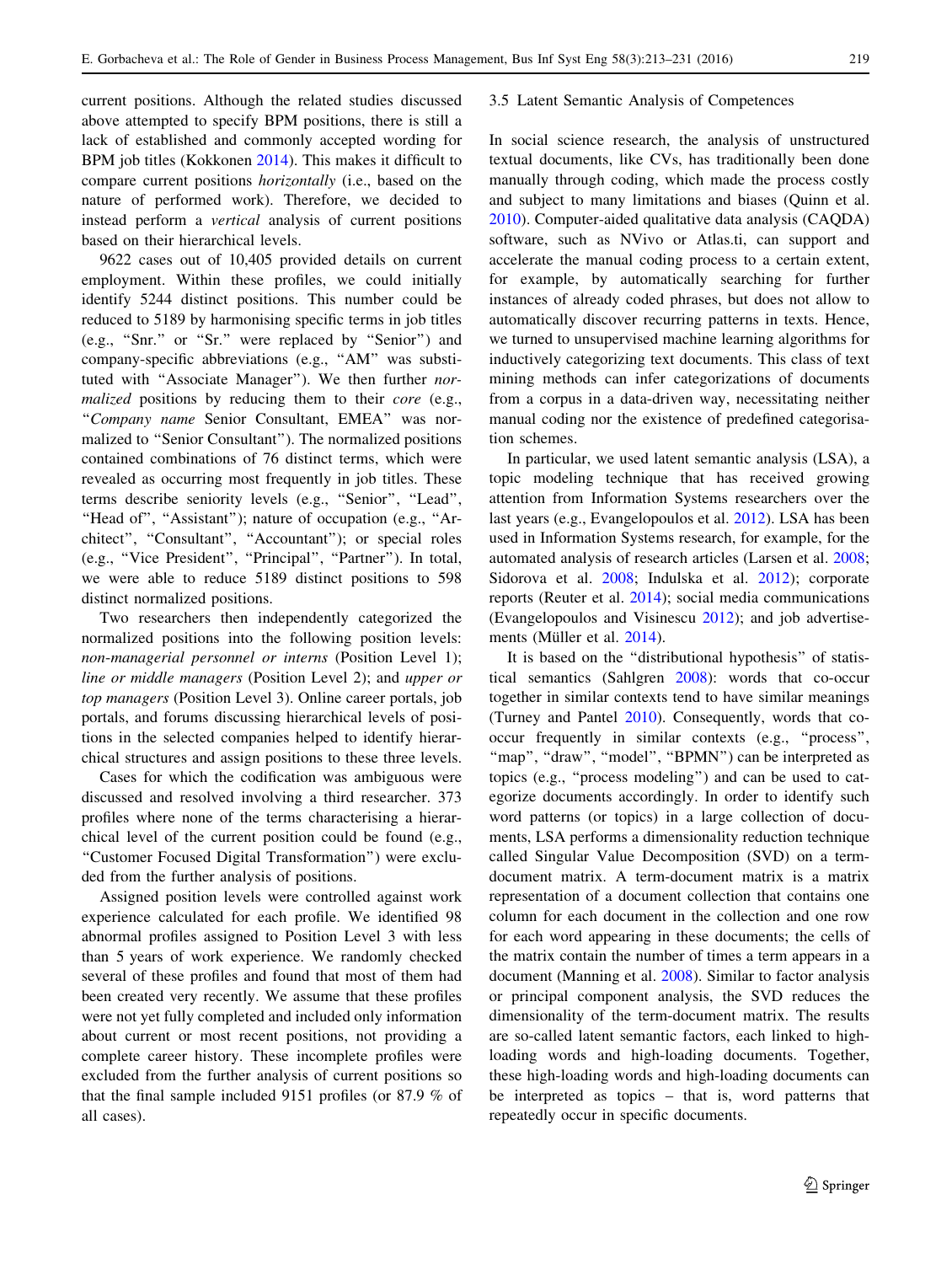current positions. Although the related studies discussed above attempted to specify BPM positions, there is still a lack of established and commonly accepted wording for BPM job titles (Kokkonen 2014). This makes it difficult to compare current positions *horizontally* (i.e., based on the nature of performed work). Therefore, we decided to instead perform a *vertical* analysis of current positions based on their hierarchical levels.

9622 cases out of 10,405 provided details on current employment. Within these profiles, we could initially identify 5244 distinct positions. This number could be reduced to 5189 by harmonising specific terms in job titles (e.g., "Snr." or "Sr." were replaced by "Senior") and company-specific abbreviations (e.g., "AM" was substituted with "Associate Manager"). We then further *normalized* positions by reducing them to their *core* (e.g., "*Company name* Senior Consultant, EMEA" was normalized to "Senior Consultant"). The normalized positions contained combinations of 76 distinct terms, which were revealed as occurring most frequently in job titles. These terms describe seniority levels (e.g., "Senior", "Lead", "Head of", "Assistant"); nature of occupation (e.g., "Architect", "Consultant", "Accountant"); or special roles (e.g., "Vice President", "Principal", "Partner"). In total, we were able to reduce 5189 distinct positions to 598 distinct normalized positions.

Two researchers then independently categorized the normalized positions into the following position levels: *non-managerial personnel or interns* (Position Level 1); *line or middle managers* (Position Level 2); and *upper or top managers* (Position Level 3). Online career portals, job portals, and forums discussing hierarchical levels of positions in the selected companies helped to identify hierarchical structures and assign positions to these three levels.

Cases for which the codification was ambiguous were discussed and resolved involving a third researcher. 373 profiles where none of the terms characterising a hierarchical level of the current position could be found (e.g., "Customer Focused Digital Transformation") were excluded from the further analysis of positions.

Assigned position levels were controlled against work experience calculated for each profile. We identified 98 abnormal profiles assigned to Position Level 3 with less than 5 years of work experience. We randomly checked several of these profiles and found that most of them had been created very recently. We assume that these profiles were not yet fully completed and included only information about current or most recent positions, not providing a complete career history. These incomplete profiles were excluded from the further analysis of current positions so that the final sample included 9151 profiles (or 87.9 % of all cases).

### 3.5 Latent Semantic Analysis of Competences

In social science research, the analysis of unstructured textual documents, like CVs, has traditionally been done manually through coding, which made the process costly and subject to many limitations and biases (Quinn et al. 2010). Computer-aided qualitative data analysis (CAQDA) software, such as NVivo or Atlas.ti, can support and accelerate the manual coding process to a certain extent, for example, by automatically searching for further instances of already coded phrases, but does not allow to automatically discover recurring patterns in texts. Hence, we turned to unsupervised machine learning algorithms for inductively categorizing text documents. This class of text mining methods can infer categorizations of documents from a corpus in a data-driven way, necessitating neither manual coding nor the existence of predefined categorisation schemes.

In particular, we used latent semantic analysis (LSA), a topic modeling technique that has received growing attention from Information Systems researchers over the last years (e.g., Evangelopoulos et al. 2012). LSA has been used in Information Systems research, for example, for the automated analysis of research articles (Larsen et al. 2008; Sidorova et al. 2008; Indulska et al. 2012); corporate reports (Reuter et al. 2014); social media communications (Evangelopoulos and Visinescu 2012); and job advertisements (Müller et al. 2014).

It is based on the "distributional hypothesis" of statistical semantics (Sahlgren 2008): words that co-occur together in similar contexts tend to have similar meanings (Turney and Pantel 2010). Consequently, words that co-occur frequently in similar contexts (e.g., "process", "map", "draw", "model", "BPMN") can be interpreted as topics (e.g., "process modeling") and can be used to categorize documents accordingly. In order to identify such word patterns (or topics) in a large collection of documents, LSA performs a dimensionality reduction technique called Singular Value Decomposition (SVD) on a term-document matrix. A term-document matrix is a matrix representation of a document collection that contains one column for each document in the collection and one row for each word appearing in these documents; the cells of the matrix contain the number of times a term appears in a document (Manning et al. 2008). Similar to factor analysis or principal component analysis, the SVD reduces the dimensionality of the term-document matrix. The results are so-called latent semantic factors, each linked to high-loading words and high-loading documents. Together, these high-loading words and high-loading documents can be interpreted as topics – that is, word patterns that repeatedly occur in specific documents.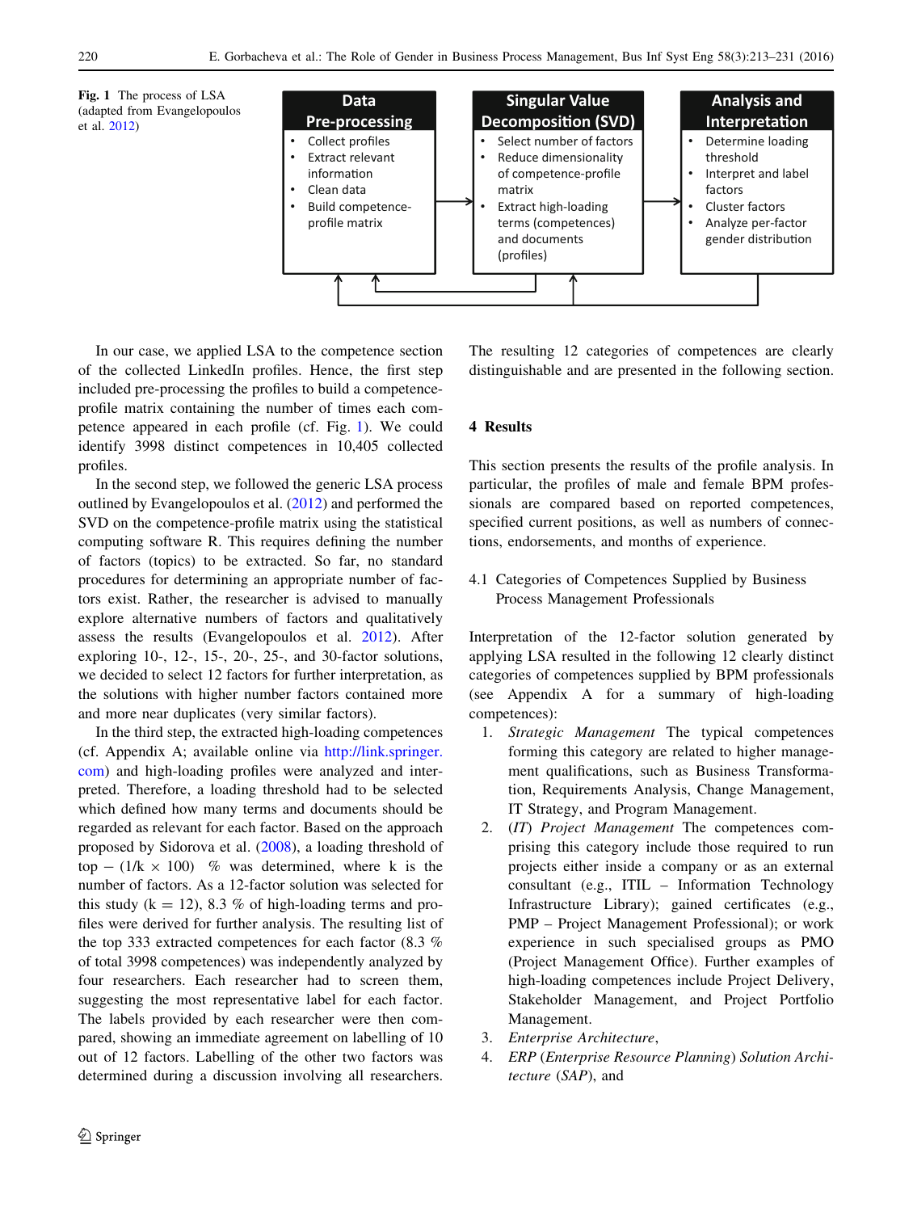**Fig. 1** The process of LSA (adapted from Evangelopoulos et al. 2012)

| Data Pre-processing | Singular Value Decomposition (SVD) | Analysis and Interpretation |
| --- | --- | --- |
| • Collect profiles<br>• Extract relevant information<br>• Clean data<br>• Build competence-profile matrix | • Select number of factors<br>• Reduce dimensionality of competence-profile matrix<br>• Extract high-loading terms (competences) and documents (profiles) | • Determine loading threshold<br>• Interpret and label factors<br>• Cluster factors<br>• Analyze per-factor gender distribution |

In our case, we applied LSA to the competence section of the collected LinkedIn profiles. Hence, the first step included pre-processing the profiles to build a competence-profile matrix containing the number of times each competence appeared in each profile (cf. Fig. 1). We could identify 3998 distinct competences in 10,405 collected profiles.

In the second step, we followed the generic LSA process outlined by Evangelopoulos et al. (2012) and performed the SVD on the competence-profile matrix using the statistical computing software R. This requires defining the number of factors (topics) to be extracted. So far, no standard procedures for determining an appropriate number of factors exist. Rather, the researcher is advised to manually explore alternative numbers of factors and qualitatively assess the results (Evangelopoulos et al. 2012). After exploring 10-, 12-, 15-, 20-, 25-, and 30-factor solutions, we decided to select 12 factors for further interpretation, as the solutions with higher number factors contained more and more near duplicates (very similar factors).

In the third step, the extracted high-loading competences (cf. Appendix A; available online via http://link.springer.com) and high-loading profiles were analyzed and interpreted. Therefore, a loading threshold had to be selected which defined how many terms and documents should be regarded as relevant for each factor. Based on the approach proposed by Sidorova et al. (2008), a loading threshold of top − $(1/k \times 100)$ % was determined, where k is the number of factors. As a 12-factor solution was selected for this study (k = 12), 8.3 % of high-loading terms and profiles were derived for further analysis. The resulting list of the top 333 extracted competences for each factor (8.3 % of total 3998 competences) was independently analyzed by four researchers. Each researcher had to screen them, suggesting the most representative label for each factor. The labels provided by each researcher were then compared, showing an immediate agreement on labelling of 10 out of 12 factors. Labelling of the other two factors was determined during a discussion involving all researchers. The resulting 12 categories of competences are clearly distinguishable and are presented in the following section.

## 4 Results

This section presents the results of the profile analysis. In particular, the profiles of male and female BPM professionals are compared based on reported competences, specified current positions, as well as numbers of connections, endorsements, and months of experience.

### 4.1 Categories of Competences Supplied by Business Process Management Professionals

Interpretation of the 12-factor solution generated by applying LSA resulted in the following 12 clearly distinct categories of competences supplied by BPM professionals (see Appendix A for a summary of high-loading competences):

1. *Strategic Management* The typical competences forming this category are related to higher management qualifications, such as Business Transformation, Requirements Analysis, Change Management, IT Strategy, and Program Management.
2. (*IT*) *Project Management* The competences comprising this category include those required to run projects either inside a company or as an external consultant (e.g., ITIL – Information Technology Infrastructure Library); gained certificates (e.g., PMP – Project Management Professional); or work experience in such specialised groups as PMO (Project Management Office). Further examples of high-loading competences include Project Delivery, Stakeholder Management, and Project Portfolio Management.
3. *Enterprise Architecture*,
4. *ERP* (*Enterprise Resource Planning*) *Solution Architecture* (*SAP*), and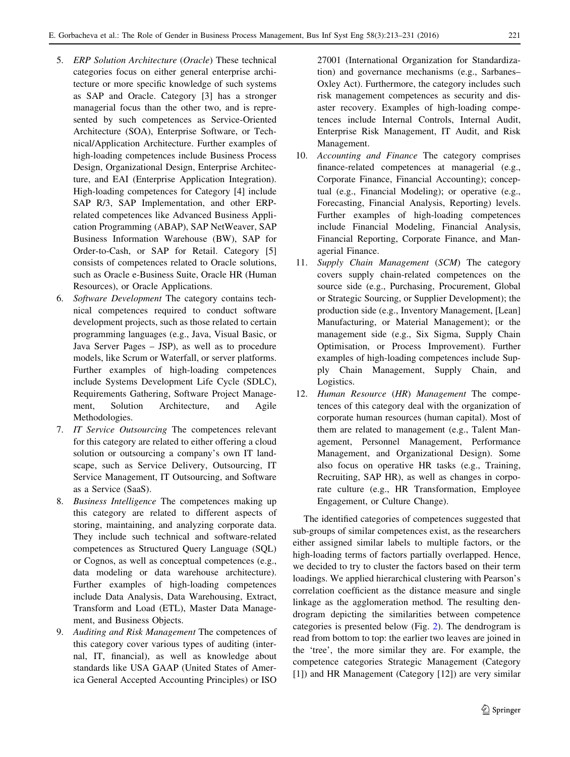5. *ERP Solution Architecture* (*Oracle*) These technical categories focus on either general enterprise architecture or more specific knowledge of such systems as SAP and Oracle. Category [3] has a stronger managerial focus than the other two, and is represented by such competences as Service-Oriented Architecture (SOA), Enterprise Software, or Technical/Application Architecture. Further examples of high-loading competences include Business Process Design, Organizational Design, Enterprise Architecture, and EAI (Enterprise Application Integration). High-loading competences for Category [4] include SAP R/3, SAP Implementation, and other ERP-related competences like Advanced Business Application Programming (ABAP), SAP NetWeaver, SAP Business Information Warehouse (BW), SAP for Order-to-Cash, or SAP for Retail. Category [5] consists of competences related to Oracle solutions, such as Oracle e-Business Suite, Oracle HR (Human Resources), or Oracle Applications.
6. *Software Development* The category contains technical competences required to conduct software development projects, such as those related to certain programming languages (e.g., Java, Visual Basic, or Java Server Pages – JSP), as well as to procedure models, like Scrum or Waterfall, or server platforms. Further examples of high-loading competences include Systems Development Life Cycle (SDLC), Requirements Gathering, Software Project Management, Solution Architecture, and Agile Methodologies.
7. *IT Service Outsourcing* The competences relevant for this category are related to either offering a cloud solution or outsourcing a company's own IT landscape, such as Service Delivery, Outsourcing, IT Service Management, IT Outsourcing, and Software as a Service (SaaS).
8. *Business Intelligence* The competences making up this category are related to different aspects of storing, maintaining, and analyzing corporate data. They include such technical and software-related competences as Structured Query Language (SQL) or Cognos, as well as conceptual competences (e.g., data modeling or data warehouse architecture). Further examples of high-loading competences include Data Analysis, Data Warehousing, Extract, Transform and Load (ETL), Master Data Management, and Business Objects.
9. *Auditing and Risk Management* The competences of this category cover various types of auditing (internal, IT, financial), as well as knowledge about standards like USA GAAP (United States of America General Accepted Accounting Principles) or ISO 27001 (International Organization for Standardization) and governance mechanisms (e.g., Sarbanes–Oxley Act). Furthermore, the category includes such risk management competences as security and disaster recovery. Examples of high-loading competences include Internal Controls, Internal Audit, Enterprise Risk Management, IT Audit, and Risk Management.
10. *Accounting and Finance* The category comprises finance-related competences at managerial (e.g., Corporate Finance, Financial Accounting); conceptual (e.g., Financial Modeling); or operative (e.g., Forecasting, Financial Analysis, Reporting) levels. Further examples of high-loading competences include Financial Modeling, Financial Analysis, Financial Reporting, Corporate Finance, and Managerial Finance.
11. *Supply Chain Management* (*SCM*) The category covers supply chain-related competences on the source side (e.g., Purchasing, Procurement, Global or Strategic Sourcing, or Supplier Development); the production side (e.g., Inventory Management, [Lean] Manufacturing, or Material Management); or the management side (e.g., Six Sigma, Supply Chain Optimisation, or Process Improvement). Further examples of high-loading competences include Supply Chain Management, Supply Chain, and Logistics.
12. *Human Resource* (*HR*) *Management* The competences of this category deal with the organization of corporate human resources (human capital). Most of them are related to management (e.g., Talent Management, Personnel Management, Performance Management, and Organizational Design). Some also focus on operative HR tasks (e.g., Training, Recruiting, SAP HR), as well as changes in corporate culture (e.g., HR Transformation, Employee Engagement, or Culture Change).

The identified categories of competences suggested that sub-groups of similar competences exist, as the researchers either assigned similar labels to multiple factors, or the high-loading terms of factors partially overlapped. Hence, we decided to try to cluster the factors based on their term loadings. We applied hierarchical clustering with Pearson's correlation coefficient as the distance measure and single linkage as the agglomeration method. The resulting dendrogram depicting the similarities between competence categories is presented below (Fig. 2). The dendrogram is read from bottom to top: the earlier two leaves are joined in the 'tree', the more similar they are. For example, the competence categories Strategic Management (Category [1]) and HR Management (Category [12]) are very similar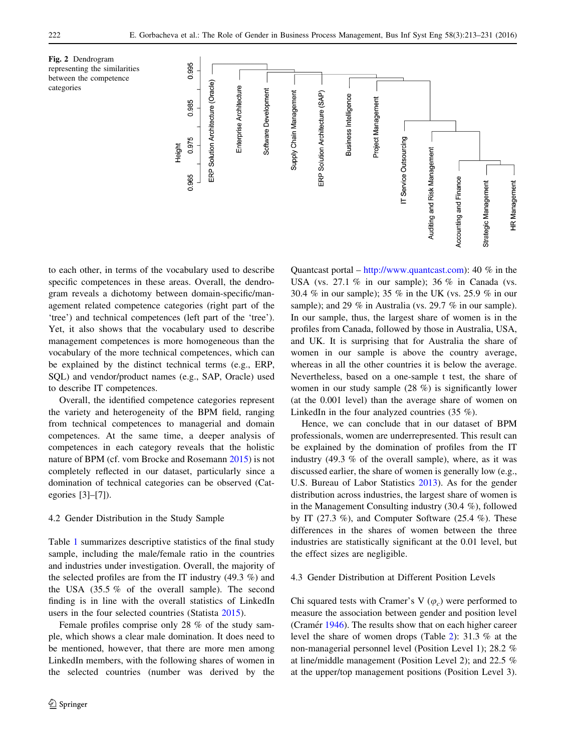Fig. 2 Dendrogram representing the similarities between the competence categories

to each other, in terms of the vocabulary used to describe specific competences in these areas. Overall, the dendrogram reveals a dichotomy between domain-specific/management related competence categories (right part of the 'tree') and technical competences (left part of the 'tree'). Yet, it also shows that the vocabulary used to describe management competences is more homogeneous than the vocabulary of the more technical competences, which can be explained by the distinct technical terms (e.g., ERP, SQL) and vendor/product names (e.g., SAP, Oracle) used to describe IT competences.

Overall, the identified competence categories represent the variety and heterogeneity of the BPM field, ranging from technical competences to managerial and domain competences. At the same time, a deeper analysis of competences in each category reveals that the holistic nature of BPM (cf. vom Brocke and Rosemann 2015) is not completely reflected in our dataset, particularly since a domination of technical categories can be observed (Categories [3]–[7]).

### 4.2 Gender Distribution in the Study Sample

Table 1 summarizes descriptive statistics of the final study sample, including the male/female ratio in the countries and industries under investigation. Overall, the majority of the selected profiles are from the IT industry (49.3 %) and the USA (35.5 % of the overall sample). The second finding is in line with the overall statistics of LinkedIn users in the four selected countries (Statista 2015).

Female profiles comprise only 28 % of the study sample, which shows a clear male domination. It does need to be mentioned, however, that there are more men among LinkedIn members, with the following shares of women in the selected countries (number was derived by the Quantcast portal – http://www.quantcast.com): 40 % in the USA (vs. 27.1 % in our sample); 36 % in Canada (vs. 30.4 % in our sample); 35 % in the UK (vs. 25.9 % in our sample); and 29 % in Australia (vs. 29.7 % in our sample). In our sample, thus, the largest share of women is in the profiles from Canada, followed by those in Australia, USA, and UK. It is surprising that for Australia the share of women in our sample is above the country average, whereas in all the other countries it is below the average. Nevertheless, based on a one-sample t test, the share of women in our study sample (28 %) is significantly lower (at the 0.001 level) than the average share of women on LinkedIn in the four analyzed countries (35 %).

Hence, we can conclude that in our dataset of BPM professionals, women are underrepresented. This result can be explained by the domination of profiles from the IT industry (49.3 % of the overall sample), where, as it was discussed earlier, the share of women is generally low (e.g., U.S. Bureau of Labor Statistics 2013). As for the gender distribution across industries, the largest share of women is in the Management Consulting industry (30.4 %), followed by IT (27.3 %), and Computer Software (25.4 %). These differences in the shares of women between the three industries are statistically significant at the 0.01 level, but the effect sizes are negligible.

### 4.3 Gender Distribution at Different Position Levels

Chi squared tests with Cramer's V ($\varphi_c$) were performed to measure the association between gender and position level (Cramér 1946). The results show that on each higher career level the share of women drops (Table 2): 31.3 % at the non-managerial personnel level (Position Level 1); 28.2 % at line/middle management (Position Level 2); and 22.5 % at the upper/top management positions (Position Level 3).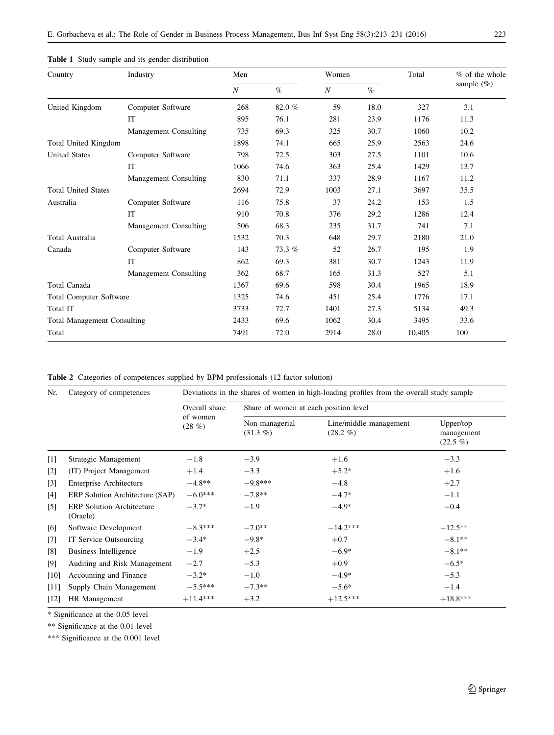**Table 1** Study sample and its gender distribution

| Country | Industry | Men | | Women | | Total | % of the whole sample (%) |
|---|---|---|---|---|---|---|---|
| | | *N* | % | *N* | % | | |
| United Kingdom | Computer Software | 268 | 82.0 % | 59 | 18.0 | 327 | 3.1 |
| | IT | 895 | 76.1 | 281 | 23.9 | 1176 | 11.3 |
| | Management Consulting | 735 | 69.3 | 325 | 30.7 | 1060 | 10.2 |
| Total United Kingdom | | 1898 | 74.1 | 665 | 25.9 | 2563 | 24.6 |
| United States | Computer Software | 798 | 72.5 | 303 | 27.5 | 1101 | 10.6 |
| | IT | 1066 | 74.6 | 363 | 25.4 | 1429 | 13.7 |
| | Management Consulting | 830 | 71.1 | 337 | 28.9 | 1167 | 11.2 |
| Total United States | | 2694 | 72.9 | 1003 | 27.1 | 3697 | 35.5 |
| Australia | Computer Software | 116 | 75.8 | 37 | 24.2 | 153 | 1.5 |
| | IT | 910 | 70.8 | 376 | 29.2 | 1286 | 12.4 |
| | Management Consulting | 506 | 68.3 | 235 | 31.7 | 741 | 7.1 |
| Total Australia | | 1532 | 70.3 | 648 | 29.7 | 2180 | 21.0 |
| Canada | Computer Software | 143 | 73.3 % | 52 | 26.7 | 195 | 1.9 |
| | IT | 862 | 69.3 | 381 | 30.7 | 1243 | 11.9 |
| | Management Consulting | 362 | 68.7 | 165 | 31.3 | 527 | 5.1 |
| Total Canada | | 1367 | 69.6 | 598 | 30.4 | 1965 | 18.9 |
| Total Computer Software | | 1325 | 74.6 | 451 | 25.4 | 1776 | 17.1 |
| Total IT | | 3733 | 72.7 | 1401 | 27.3 | 5134 | 49.3 |
| Total Management Consulting | | 2433 | 69.6 | 1062 | 30.4 | 3495 | 33.6 |
| Total | | 7491 | 72.0 | 2914 | 28.0 | 10,405 | 100 |

**Table 2** Categories of competences supplied by BPM professionals (12-factor solution)

| Nr. | Category of competences | Deviations in the shares of women in high-loading profiles from the overall study sample | | | |
|---|---|---|---|---|---|
| | | Overall share of women (28 %) | Share of women at each position level | | |
| | | | Non-managerial (31.3 %) | Line/middle management (28.2 %) | Upper/top management (22.5 %) |
| [1] | Strategic Management | −1.8 | −3.9 | +1.6 | −3.3 |
| [2] | (IT) Project Management | +1.4 | −3.3 | +5.2* | +1.6 |
| [3] | Enterprise Architecture | −4.8** | −9.8*** | −4.8 | +2.7 |
| [4] | ERP Solution Architecture (SAP) | −6.0*** | −7.8** | −4.7* | −1.1 |
| [5] | ERP Solution Architecture (Oracle) | −3.7* | −1.9 | −4.9* | −0.4 |
| [6] | Software Development | −8.3*** | −7.0** | −14.2*** | −12.5** |
| [7] | IT Service Outsourcing | −3.4* | −9.8* | +0.7 | −8.1** |
| [8] | Business Intelligence | −1.9 | +2.5 | −6.9* | −8.1** |
| [9] | Auditing and Risk Management | −2.7 | −5.3 | +0.9 | −6.5* |
| [10] | Accounting and Finance | −3.2* | −1.0 | −4.9* | −5.3 |
| [11] | Supply Chain Management | −5.5*** | −7.3** | −5.6* | −1.4 |
| [12] | HR Management | +11.4*** | +3.2 | +12.5*** | +18.8*** |

\* Significance at the 0.05 level

\** Significance at the 0.01 level

\*** Significance at the 0.001 level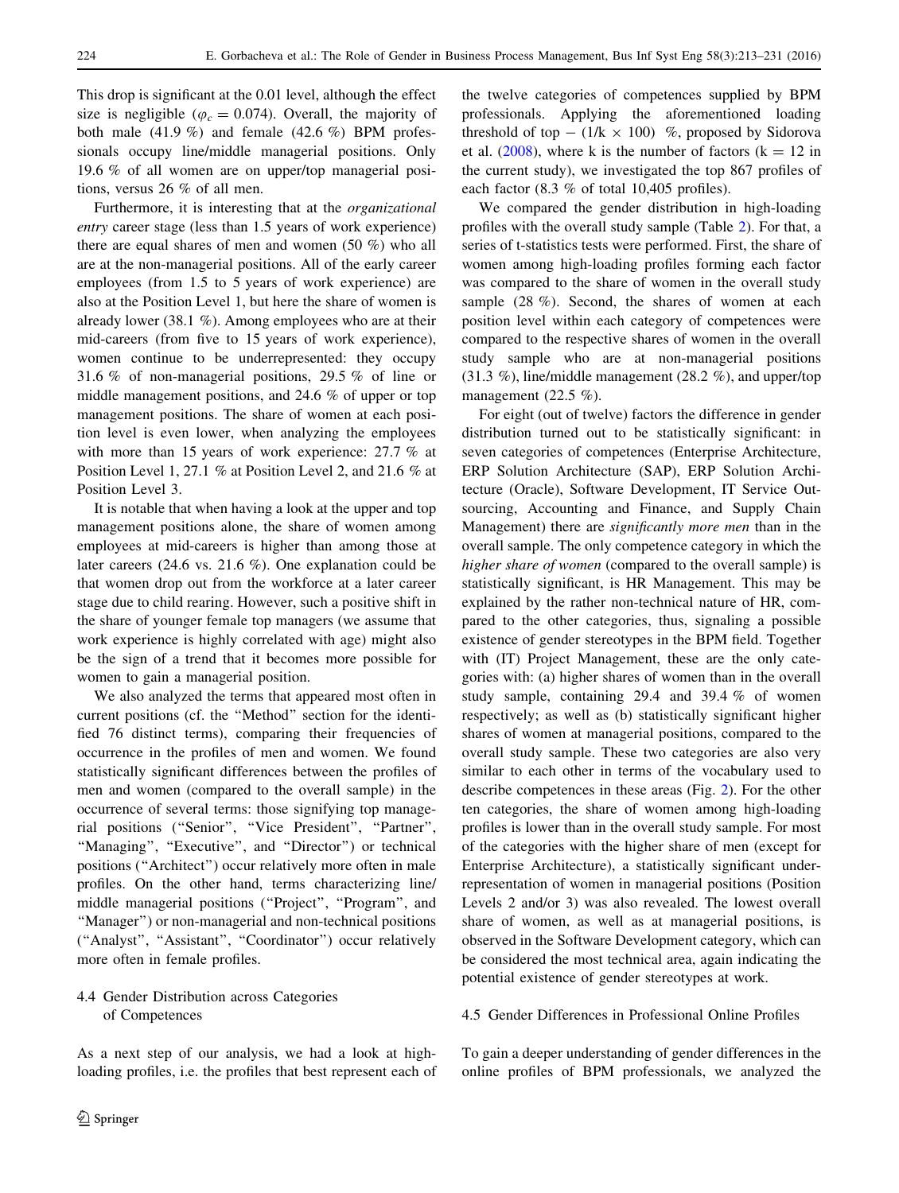This drop is significant at the 0.01 level, although the effect size is negligible ($\varphi_c = 0.074$). Overall, the majority of both male (41.9 %) and female (42.6 %) BPM professionals occupy line/middle managerial positions. Only 19.6 % of all women are on upper/top managerial positions, versus 26 % of all men.

Furthermore, it is interesting that at the *organizational entry* career stage (less than 1.5 years of work experience) there are equal shares of men and women (50 %) who all are at the non-managerial positions. All of the early career employees (from 1.5 to 5 years of work experience) are also at the Position Level 1, but here the share of women is already lower (38.1 %). Among employees who are at their mid-careers (from five to 15 years of work experience), women continue to be underrepresented: they occupy 31.6 % of non-managerial positions, 29.5 % of line or middle management positions, and 24.6 % of upper or top management positions. The share of women at each position level is even lower, when analyzing the employees with more than 15 years of work experience: 27.7 % at Position Level 1, 27.1 % at Position Level 2, and 21.6 % at Position Level 3.

It is notable that when having a look at the upper and top management positions alone, the share of women among employees at mid-careers is higher than among those at later careers (24.6 vs. 21.6 %). One explanation could be that women drop out from the workforce at a later career stage due to child rearing. However, such a positive shift in the share of younger female top managers (we assume that work experience is highly correlated with age) might also be the sign of a trend that it becomes more possible for women to gain a managerial position.

We also analyzed the terms that appeared most often in current positions (cf. the "Method" section for the identified 76 distinct terms), comparing their frequencies of occurrence in the profiles of men and women. We found statistically significant differences between the profiles of men and women (compared to the overall sample) in the occurrence of several terms: those signifying top managerial positions ("Senior", "Vice President", "Partner", "Managing", "Executive", and "Director") or technical positions ("Architect") occur relatively more often in male profiles. On the other hand, terms characterizing line/middle managerial positions ("Project", "Program", and "Manager") or non-managerial and non-technical positions ("Analyst", "Assistant", "Coordinator") occur relatively more often in female profiles.

### 4.4 Gender Distribution across Categories of Competences

As a next step of our analysis, we had a look at high-loading profiles, i.e. the profiles that best represent each of the twelve categories of competences supplied by BPM professionals. Applying the aforementioned loading threshold of top $- (1/k \times 100)$ %, proposed by Sidorova et al. (2008), where k is the number of factors ($k = 12$ in the current study), we investigated the top 867 profiles of each factor (8.3 % of total 10,405 profiles).

We compared the gender distribution in high-loading profiles with the overall study sample (Table 2). For that, a series of t-statistics tests were performed. First, the share of women among high-loading profiles forming each factor was compared to the share of women in the overall study sample (28 %). Second, the shares of women at each position level within each category of competences were compared to the respective shares of women in the overall study sample who are at non-managerial positions (31.3 %), line/middle management (28.2 %), and upper/top management (22.5 %).

For eight (out of twelve) factors the difference in gender distribution turned out to be statistically significant: in seven categories of competences (Enterprise Architecture, ERP Solution Architecture (SAP), ERP Solution Architecture (Oracle), Software Development, IT Service Outsourcing, Accounting and Finance, and Supply Chain Management) there are *significantly more men* than in the overall sample. The only competence category in which the *higher share of women* (compared to the overall sample) is statistically significant, is HR Management. This may be explained by the rather non-technical nature of HR, compared to the other categories, thus, signaling a possible existence of gender stereotypes in the BPM field. Together with (IT) Project Management, these are the only categories with: (a) higher shares of women than in the overall study sample, containing 29.4 and 39.4 % of women respectively; as well as (b) statistically significant higher shares of women at managerial positions, compared to the overall study sample. These two categories are also very similar to each other in terms of the vocabulary used to describe competences in these areas (Fig. 2). For the other ten categories, the share of women among high-loading profiles is lower than in the overall study sample. For most of the categories with the higher share of men (except for Enterprise Architecture), a statistically significant underrepresentation of women in managerial positions (Position Levels 2 and/or 3) was also revealed. The lowest overall share of women, as well as at managerial positions, is observed in the Software Development category, which can be considered the most technical area, again indicating the potential existence of gender stereotypes at work.

### 4.5 Gender Differences in Professional Online Profiles

To gain a deeper understanding of gender differences in the online profiles of BPM professionals, we analyzed the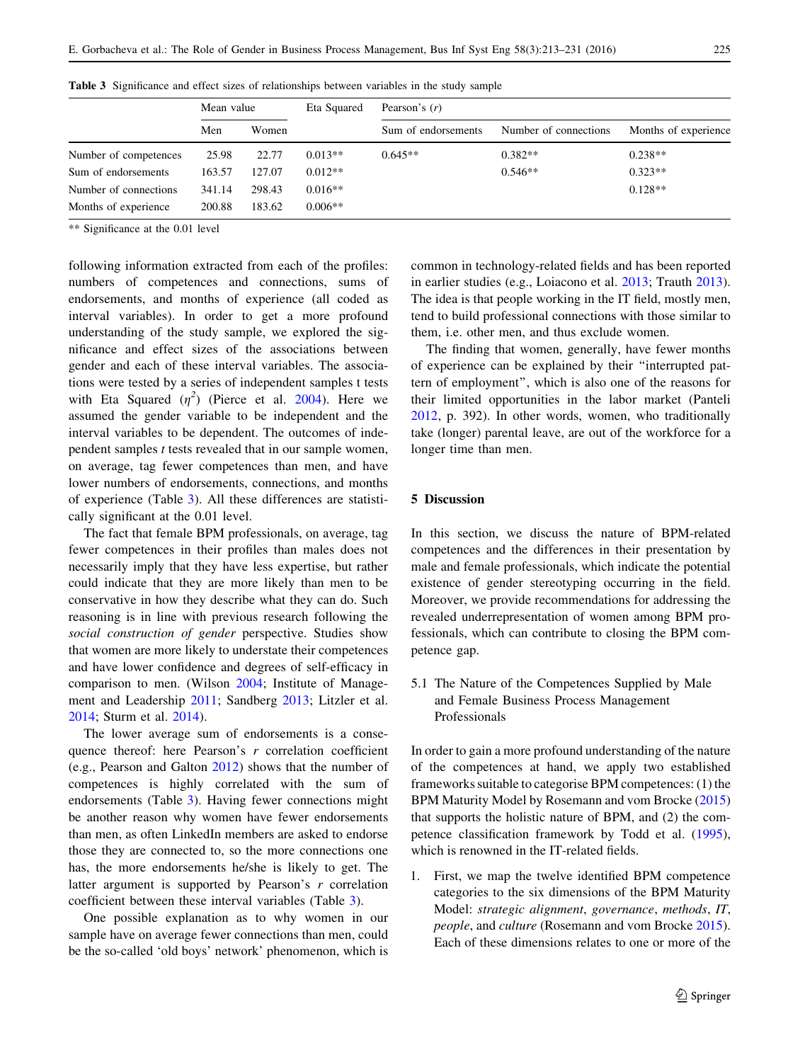**Table 3** Significance and effect sizes of relationships between variables in the study sample

| | Mean value | | Eta Squared | Pearson's (*r*) | | |
|---|---|---|---|---|---|---|
| | Men | Women | | Sum of endorsements | Number of connections | Months of experience |
| Number of competences | 25.98 | 22.77 | 0.013** | 0.645** | 0.382** | 0.238** |
| Sum of endorsements | 163.57 | 127.07 | 0.012** | | 0.546** | 0.323** |
| Number of connections | 341.14 | 298.43 | 0.016** | | | 0.128** |
| Months of experience | 200.88 | 183.62 | 0.006** | | | |

** Significance at the 0.01 level

following information extracted from each of the profiles: numbers of competences and connections, sums of endorsements, and months of experience (all coded as interval variables). In order to get a more profound understanding of the study sample, we explored the significance and effect sizes of the associations between gender and each of these interval variables. The associations were tested by a series of independent samples t tests with Eta Squared ($\eta^2$) (Pierce et al. 2004). Here we assumed the gender variable to be independent and the interval variables to be dependent. The outcomes of independent samples *t* tests revealed that in our sample women, on average, tag fewer competences than men, and have lower numbers of endorsements, connections, and months of experience (Table 3). All these differences are statistically significant at the 0.01 level.

The fact that female BPM professionals, on average, tag fewer competences in their profiles than males does not necessarily imply that they have less expertise, but rather could indicate that they are more likely than men to be conservative in how they describe what they can do. Such reasoning is in line with previous research following the *social construction of gender* perspective. Studies show that women are more likely to understate their competences and have lower confidence and degrees of self-efficacy in comparison to men. (Wilson 2004; Institute of Management and Leadership 2011; Sandberg 2013; Litzler et al. 2014; Sturm et al. 2014).

The lower average sum of endorsements is a consequence thereof: here Pearson's *r* correlation coefficient (e.g., Pearson and Galton 2012) shows that the number of competences is highly correlated with the sum of endorsements (Table 3). Having fewer connections might be another reason why women have fewer endorsements than men, as often LinkedIn members are asked to endorse those they are connected to, so the more connections one has, the more endorsements he/she is likely to get. The latter argument is supported by Pearson's *r* correlation coefficient between these interval variables (Table 3).

One possible explanation as to why women in our sample have on average fewer connections than men, could be the so-called 'old boys' network' phenomenon, which is common in technology-related fields and has been reported in earlier studies (e.g., Loiacono et al. 2013; Trauth 2013). The idea is that people working in the IT field, mostly men, tend to build professional connections with those similar to them, i.e. other men, and thus exclude women.

The finding that women, generally, have fewer months of experience can be explained by their "interrupted pattern of employment", which is also one of the reasons for their limited opportunities in the labor market (Panteli 2012, p. 392). In other words, women, who traditionally take (longer) parental leave, are out of the workforce for a longer time than men.

## 5 Discussion

In this section, we discuss the nature of BPM-related competences and the differences in their presentation by male and female professionals, which indicate the potential existence of gender stereotyping occurring in the field. Moreover, we provide recommendations for addressing the revealed underrepresentation of women among BPM professionals, which can contribute to closing the BPM competence gap.

### 5.1 The Nature of the Competences Supplied by Male and Female Business Process Management Professionals

In order to gain a more profound understanding of the nature of the competences at hand, we apply two established frameworks suitable to categorise BPM competences: (1) the BPM Maturity Model by Rosemann and vom Brocke (2015) that supports the holistic nature of BPM, and (2) the competence classification framework by Todd et al. (1995), which is renowned in the IT-related fields.

1. First, we map the twelve identified BPM competence categories to the six dimensions of the BPM Maturity Model: *strategic alignment*, *governance*, *methods*, *IT*, *people*, and *culture* (Rosemann and vom Brocke 2015). Each of these dimensions relates to one or more of the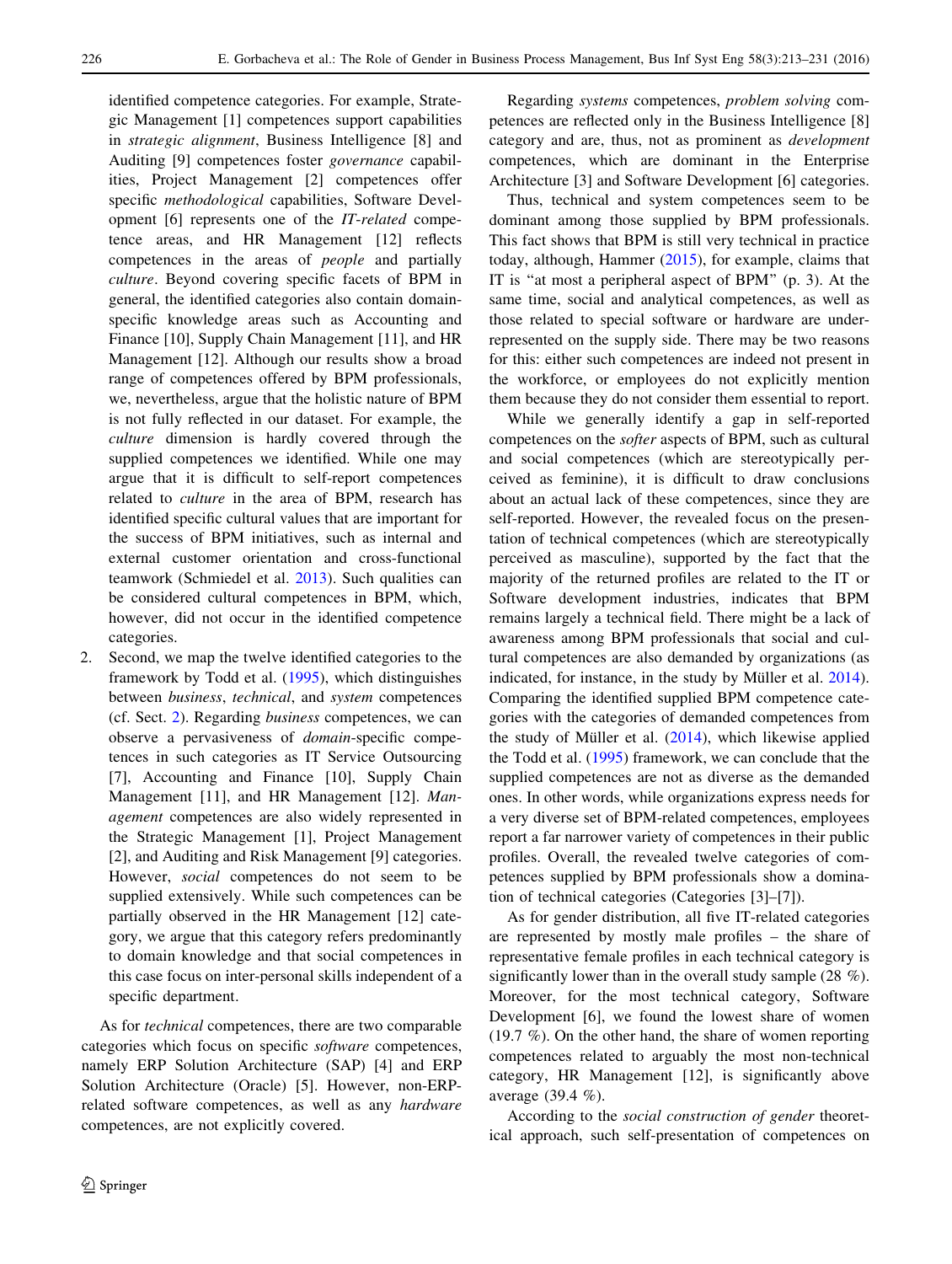identified competence categories. For example, Strategic Management [1] competences support capabilities in *strategic alignment*, Business Intelligence [8] and Auditing [9] competences foster *governance* capabilities, Project Management [2] competences offer specific *methodological* capabilities, Software Development [6] represents one of the *IT-related* competence areas, and HR Management [12] reflects competences in the areas of *people* and partially *culture*. Beyond covering specific facets of BPM in general, the identified categories also contain domain-specific knowledge areas such as Accounting and Finance [10], Supply Chain Management [11], and HR Management [12]. Although our results show a broad range of competences offered by BPM professionals, we, nevertheless, argue that the holistic nature of BPM is not fully reflected in our dataset. For example, the *culture* dimension is hardly covered through the supplied competences we identified. While one may argue that it is difficult to self-report competences related to *culture* in the area of BPM, research has identified specific cultural values that are important for the success of BPM initiatives, such as internal and external customer orientation and cross-functional teamwork (Schmiedel et al. 2013). Such qualities can be considered cultural competences in BPM, which, however, did not occur in the identified competence categories.

2. Second, we map the twelve identified categories to the framework by Todd et al. (1995), which distinguishes between *business*, *technical*, and *system* competences (cf. Sect. 2). Regarding *business* competences, we can observe a pervasiveness of *domain*-specific competences in such categories as IT Service Outsourcing [7], Accounting and Finance [10], Supply Chain Management [11], and HR Management [12]. *Management* competences are also widely represented in the Strategic Management [1], Project Management [2], and Auditing and Risk Management [9] categories. However, *social* competences do not seem to be supplied extensively. While such competences can be partially observed in the HR Management [12] category, we argue that this category refers predominantly to domain knowledge and that social competences in this case focus on inter-personal skills independent of a specific department.

As for *technical* competences, there are two comparable categories which focus on specific *software* competences, namely ERP Solution Architecture (SAP) [4] and ERP Solution Architecture (Oracle) [5]. However, non-ERP-related software competences, as well as any *hardware* competences, are not explicitly covered.

Regarding *systems* competences, *problem solving* competences are reflected only in the Business Intelligence [8] category and are, thus, not as prominent as *development* competences, which are dominant in the Enterprise Architecture [3] and Software Development [6] categories.

Thus, technical and system competences seem to be dominant among those supplied by BPM professionals. This fact shows that BPM is still very technical in practice today, although, Hammer (2015), for example, claims that IT is "at most a peripheral aspect of BPM" (p. 3). At the same time, social and analytical competences, as well as those related to special software or hardware are under-represented on the supply side. There may be two reasons for this: either such competences are indeed not present in the workforce, or employees do not explicitly mention them because they do not consider them essential to report.

While we generally identify a gap in self-reported competences on the *softer* aspects of BPM, such as cultural and social competences (which are stereotypically perceived as feminine), it is difficult to draw conclusions about an actual lack of these competences, since they are self-reported. However, the revealed focus on the presentation of technical competences (which are stereotypically perceived as masculine), supported by the fact that the majority of the returned profiles are related to the IT or Software development industries, indicates that BPM remains largely a technical field. There might be a lack of awareness among BPM professionals that social and cultural competences are also demanded by organizations (as indicated, for instance, in the study by Müller et al. 2014). Comparing the identified supplied BPM competence categories with the categories of demanded competences from the study of Müller et al. (2014), which likewise applied the Todd et al. (1995) framework, we can conclude that the supplied competences are not as diverse as the demanded ones. In other words, while organizations express needs for a very diverse set of BPM-related competences, employees report a far narrower variety of competences in their public profiles. Overall, the revealed twelve categories of competences supplied by BPM professionals show a domination of technical categories (Categories [3]–[7]).

As for gender distribution, all five IT-related categories are represented by mostly male profiles – the share of representative female profiles in each technical category is significantly lower than in the overall study sample (28 %). Moreover, for the most technical category, Software Development [6], we found the lowest share of women (19.7 %). On the other hand, the share of women reporting competences related to arguably the most non-technical category, HR Management [12], is significantly above average (39.4 %).

According to the *social construction of gender* theoretical approach, such self-presentation of competences on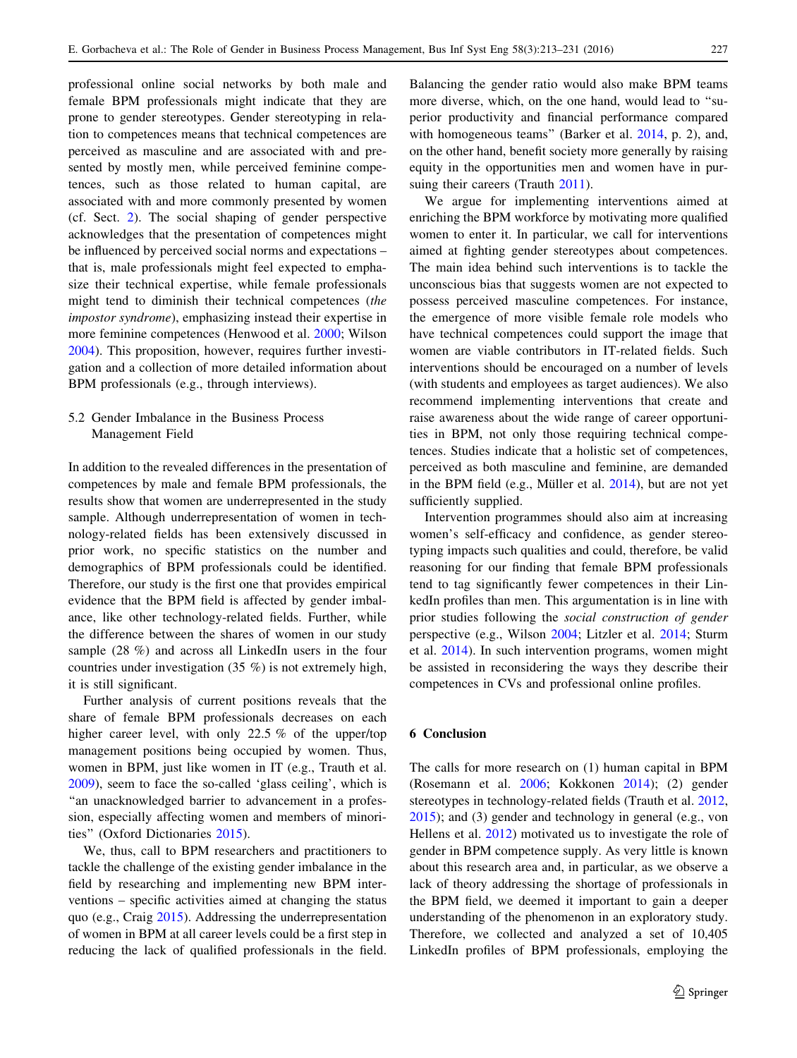professional online social networks by both male and female BPM professionals might indicate that they are prone to gender stereotypes. Gender stereotyping in relation to competences means that technical competences are perceived as masculine and are associated with and presented by mostly men, while perceived feminine competences, such as those related to human capital, are associated with and more commonly presented by women (cf. Sect. 2). The social shaping of gender perspective acknowledges that the presentation of competences might be influenced by perceived social norms and expectations – that is, male professionals might feel expected to emphasize their technical expertise, while female professionals might tend to diminish their technical competences (*the impostor syndrome*), emphasizing instead their expertise in more feminine competences (Henwood et al. 2000; Wilson 2004). This proposition, however, requires further investigation and a collection of more detailed information about BPM professionals (e.g., through interviews).

### 5.2 Gender Imbalance in the Business Process Management Field

In addition to the revealed differences in the presentation of competences by male and female BPM professionals, the results show that women are underrepresented in the study sample. Although underrepresentation of women in technology-related fields has been extensively discussed in prior work, no specific statistics on the number and demographics of BPM professionals could be identified. Therefore, our study is the first one that provides empirical evidence that the BPM field is affected by gender imbalance, like other technology-related fields. Further, while the difference between the shares of women in our study sample (28 %) and across all LinkedIn users in the four countries under investigation (35 %) is not extremely high, it is still significant.

Further analysis of current positions reveals that the share of female BPM professionals decreases on each higher career level, with only 22.5 % of the upper/top management positions being occupied by women. Thus, women in BPM, just like women in IT (e.g., Trauth et al. 2009), seem to face the so-called 'glass ceiling', which is "an unacknowledged barrier to advancement in a profession, especially affecting women and members of minorities" (Oxford Dictionaries 2015).

We, thus, call to BPM researchers and practitioners to tackle the challenge of the existing gender imbalance in the field by researching and implementing new BPM interventions – specific activities aimed at changing the status quo (e.g., Craig 2015). Addressing the underrepresentation of women in BPM at all career levels could be a first step in reducing the lack of qualified professionals in the field. Balancing the gender ratio would also make BPM teams more diverse, which, on the one hand, would lead to "superior productivity and financial performance compared with homogeneous teams" (Barker et al. 2014, p. 2), and, on the other hand, benefit society more generally by raising equity in the opportunities men and women have in pursuing their careers (Trauth 2011).

We argue for implementing interventions aimed at enriching the BPM workforce by motivating more qualified women to enter it. In particular, we call for interventions aimed at fighting gender stereotypes about competences. The main idea behind such interventions is to tackle the unconscious bias that suggests women are not expected to possess perceived masculine competences. For instance, the emergence of more visible female role models who have technical competences could support the image that women are viable contributors in IT-related fields. Such interventions should be encouraged on a number of levels (with students and employees as target audiences). We also recommend implementing interventions that create and raise awareness about the wide range of career opportunities in BPM, not only those requiring technical competences. Studies indicate that a holistic set of competences, perceived as both masculine and feminine, are demanded in the BPM field (e.g., Müller et al. 2014), but are not yet sufficiently supplied.

Intervention programmes should also aim at increasing women's self-efficacy and confidence, as gender stereotyping impacts such qualities and could, therefore, be valid reasoning for our finding that female BPM professionals tend to tag significantly fewer competences in their LinkedIn profiles than men. This argumentation is in line with prior studies following the *social construction of gender* perspective (e.g., Wilson 2004; Litzler et al. 2014; Sturm et al. 2014). In such intervention programs, women might be assisted in reconsidering the ways they describe their competences in CVs and professional online profiles.

## 6 Conclusion

The calls for more research on (1) human capital in BPM (Rosemann et al. 2006; Kokkonen 2014); (2) gender stereotypes in technology-related fields (Trauth et al. 2012, 2015); and (3) gender and technology in general (e.g., von Hellens et al. 2012) motivated us to investigate the role of gender in BPM competence supply. As very little is known about this research area and, in particular, as we observe a lack of theory addressing the shortage of professionals in the BPM field, we deemed it important to gain a deeper understanding of the phenomenon in an exploratory study. Therefore, we collected and analyzed a set of 10,405 LinkedIn profiles of BPM professionals, employing the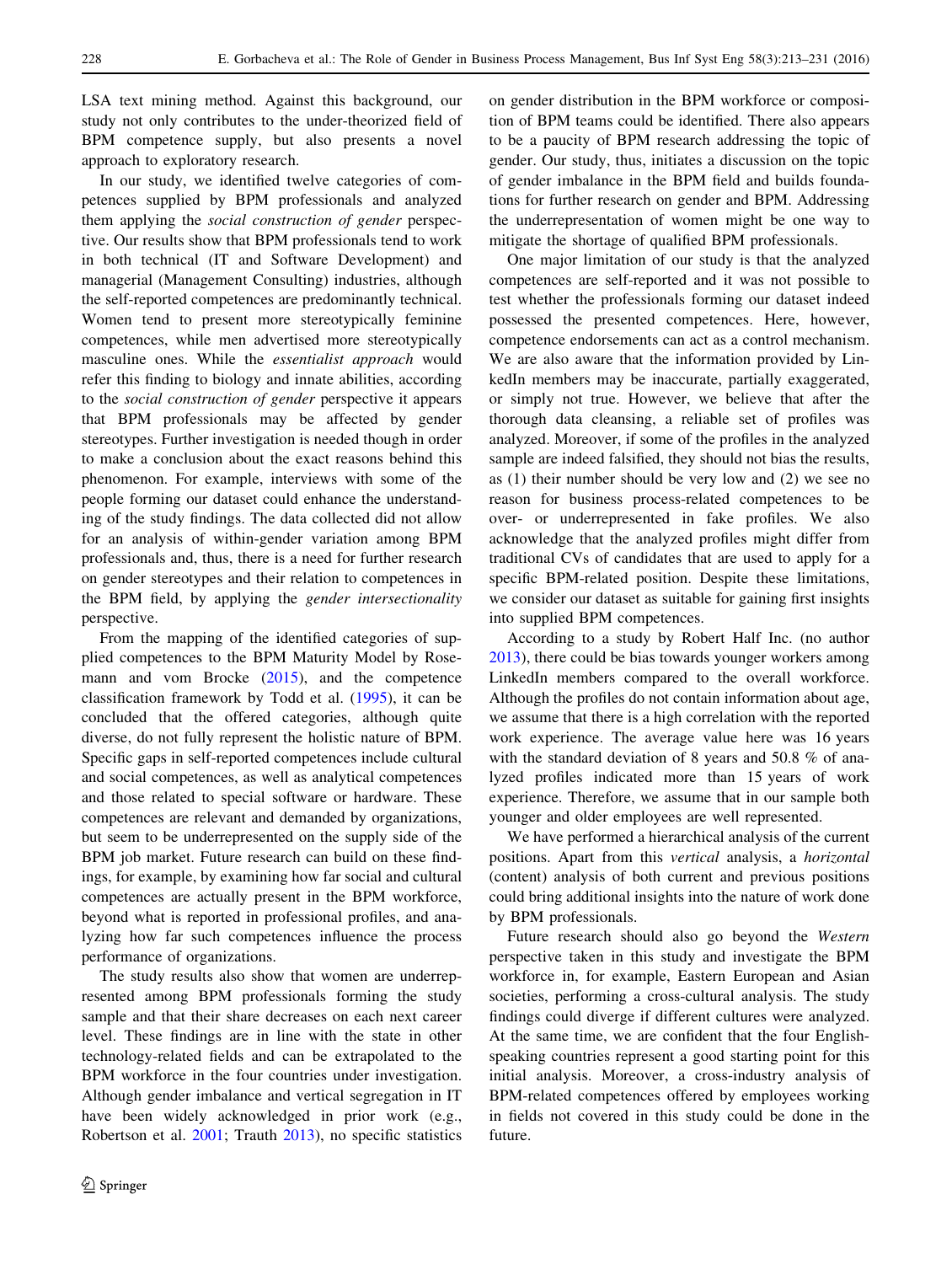LSA text mining method. Against this background, our study not only contributes to the under-theorized field of BPM competence supply, but also presents a novel approach to exploratory research.

In our study, we identified twelve categories of competences supplied by BPM professionals and analyzed them applying the *social construction of gender* perspective. Our results show that BPM professionals tend to work in both technical (IT and Software Development) and managerial (Management Consulting) industries, although the self-reported competences are predominantly technical. Women tend to present more stereotypically feminine competences, while men advertised more stereotypically masculine ones. While the *essentialist approach* would refer this finding to biology and innate abilities, according to the *social construction of gender* perspective it appears that BPM professionals may be affected by gender stereotypes. Further investigation is needed though in order to make a conclusion about the exact reasons behind this phenomenon. For example, interviews with some of the people forming our dataset could enhance the understanding of the study findings. The data collected did not allow for an analysis of within-gender variation among BPM professionals and, thus, there is a need for further research on gender stereotypes and their relation to competences in the BPM field, by applying the *gender intersectionality* perspective.

From the mapping of the identified categories of supplied competences to the BPM Maturity Model by Rosemann and vom Brocke (2015), and the competence classification framework by Todd et al. (1995), it can be concluded that the offered categories, although quite diverse, do not fully represent the holistic nature of BPM. Specific gaps in self-reported competences include cultural and social competences, as well as analytical competences and those related to special software or hardware. These competences are relevant and demanded by organizations, but seem to be underrepresented on the supply side of the BPM job market. Future research can build on these findings, for example, by examining how far social and cultural competences are actually present in the BPM workforce, beyond what is reported in professional profiles, and analyzing how far such competences influence the process performance of organizations.

The study results also show that women are underrepresented among BPM professionals forming the study sample and that their share decreases on each next career level. These findings are in line with the state in other technology-related fields and can be extrapolated to the BPM workforce in the four countries under investigation. Although gender imbalance and vertical segregation in IT have been widely acknowledged in prior work (e.g., Robertson et al. 2001; Trauth 2013), no specific statistics on gender distribution in the BPM workforce or composition of BPM teams could be identified. There also appears to be a paucity of BPM research addressing the topic of gender. Our study, thus, initiates a discussion on the topic of gender imbalance in the BPM field and builds foundations for further research on gender and BPM. Addressing the underrepresentation of women might be one way to mitigate the shortage of qualified BPM professionals.

One major limitation of our study is that the analyzed competences are self-reported and it was not possible to test whether the professionals forming our dataset indeed possessed the presented competences. Here, however, competence endorsements can act as a control mechanism. We are also aware that the information provided by LinkedIn members may be inaccurate, partially exaggerated, or simply not true. However, we believe that after the thorough data cleansing, a reliable set of profiles was analyzed. Moreover, if some of the profiles in the analyzed sample are indeed falsified, they should not bias the results, as (1) their number should be very low and (2) we see no reason for business process-related competences to be over- or underrepresented in fake profiles. We also acknowledge that the analyzed profiles might differ from traditional CVs of candidates that are used to apply for a specific BPM-related position. Despite these limitations, we consider our dataset as suitable for gaining first insights into supplied BPM competences.

According to a study by Robert Half Inc. (no author 2013), there could be bias towards younger workers among LinkedIn members compared to the overall workforce. Although the profiles do not contain information about age, we assume that there is a high correlation with the reported work experience. The average value here was 16 years with the standard deviation of 8 years and 50.8 % of analyzed profiles indicated more than 15 years of work experience. Therefore, we assume that in our sample both younger and older employees are well represented.

We have performed a hierarchical analysis of the current positions. Apart from this *vertical* analysis, a *horizontal* (content) analysis of both current and previous positions could bring additional insights into the nature of work done by BPM professionals.

Future research should also go beyond the *Western* perspective taken in this study and investigate the BPM workforce in, for example, Eastern European and Asian societies, performing a cross-cultural analysis. The study findings could diverge if different cultures were analyzed. At the same time, we are confident that the four English-speaking countries represent a good starting point for this initial analysis. Moreover, a cross-industry analysis of BPM-related competences offered by employees working in fields not covered in this study could be done in the future.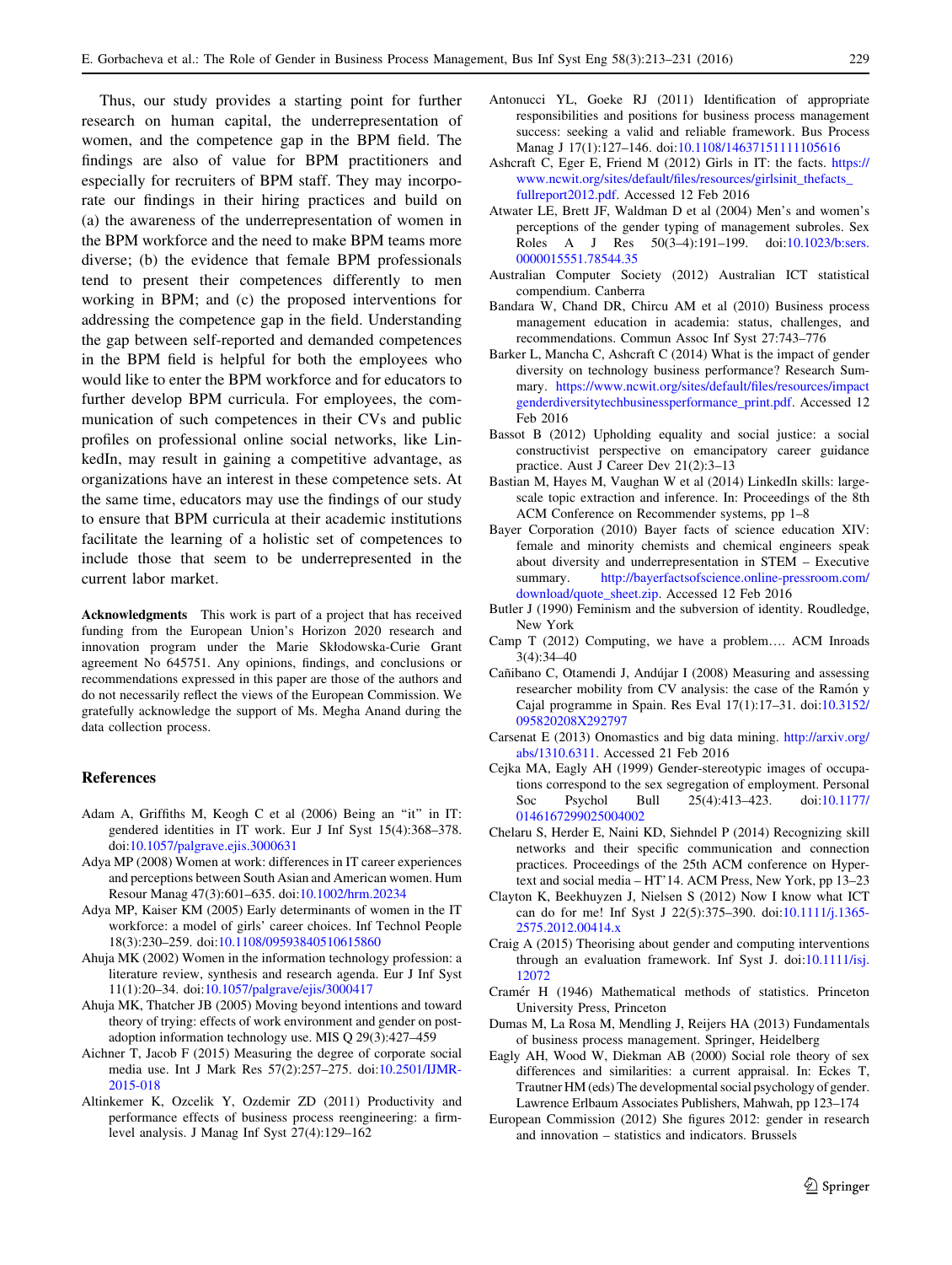Thus, our study provides a starting point for further research on human capital, the underrepresentation of women, and the competence gap in the BPM field. The findings are also of value for BPM practitioners and especially for recruiters of BPM staff. They may incorporate our findings in their hiring practices and build on (a) the awareness of the underrepresentation of women in the BPM workforce and the need to make BPM teams more diverse; (b) the evidence that female BPM professionals tend to present their competences differently to men working in BPM; and (c) the proposed interventions for addressing the competence gap in the field. Understanding the gap between self-reported and demanded competences in the BPM field is helpful for both the employees who would like to enter the BPM workforce and for educators to further develop BPM curricula. For employees, the communication of such competences in their CVs and public profiles on professional online social networks, like LinkedIn, may result in gaining a competitive advantage, as organizations have an interest in these competence sets. At the same time, educators may use the findings of our study to ensure that BPM curricula at their academic institutions facilitate the learning of a holistic set of competences to include those that seem to be underrepresented in the current labor market.

**Acknowledgments** This work is part of a project that has received funding from the European Union's Horizon 2020 research and innovation program under the Marie Skłodowska-Curie Grant agreement No 645751. Any opinions, findings, and conclusions or recommendations expressed in this paper are those of the authors and do not necessarily reflect the views of the European Commission. We gratefully acknowledge the support of Ms. Megha Anand during the data collection process.

## References

Adam A, Griffiths M, Keogh C et al (2006) Being an "it" in IT: gendered identities in IT work. Eur J Inf Syst 15(4):368–378. doi:10.1057/palgrave.ejis.3000631

Adya MP (2008) Women at work: differences in IT career experiences and perceptions between South Asian and American women. Hum Resour Manag 47(3):601–635. doi:10.1002/hrm.20234

Adya MP, Kaiser KM (2005) Early determinants of women in the IT workforce: a model of girls' career choices. Inf Technol People 18(3):230–259. doi:10.1108/09593840510615860

Ahuja MK (2002) Women in the information technology profession: a literature review, synthesis and research agenda. Eur J Inf Syst 11(1):20–34. doi:10.1057/palgrave/ejis/3000417

Ahuja MK, Thatcher JB (2005) Moving beyond intentions and toward theory of trying: effects of work environment and gender on post-adoption information technology use. MIS Q 29(3):427–459

Aichner T, Jacob F (2015) Measuring the degree of corporate social media use. Int J Mark Res 57(2):257–275. doi:10.2501/IJMR-2015-018

Altinkemer K, Ozcelik Y, Ozdemir ZD (2011) Productivity and performance effects of business process reengineering: a firm-level analysis. J Manag Inf Syst 27(4):129–162

Antonucci YL, Goeke RJ (2011) Identification of appropriate responsibilities and positions for business process management success: seeking a valid and reliable framework. Bus Process Manag J 17(1):127–146. doi:10.1108/14637151111105616

Ashcraft C, Eger E, Friend M (2012) Girls in IT: the facts. https://www.ncwit.org/sites/default/files/resources/girlsinit_thefacts_fullreport2012.pdf. Accessed 12 Feb 2016

Atwater LE, Brett JF, Waldman D et al (2004) Men's and women's perceptions of the gender typing of management subroles. Sex Roles A J Res 50(3–4):191–199. doi:10.1023/b:sers.0000015551.78544.35

Australian Computer Society (2012) Australian ICT statistical compendium. Canberra

Bandara W, Chand DR, Chircu AM et al (2010) Business process management education in academia: status, challenges, and recommendations. Commun Assoc Inf Syst 27:743–776

Barker L, Mancha C, Ashcraft C (2014) What is the impact of gender diversity on technology business performance? Research Summary. https://www.ncwit.org/sites/default/files/resources/impactgenderdiversitytechbusinessperformance_print.pdf. Accessed 12 Feb 2016

Bassot B (2012) Upholding equality and social justice: a social constructivist perspective on emancipatory career guidance practice. Aust J Career Dev 21(2):3–13

Bastian M, Hayes M, Vaughan W et al (2014) LinkedIn skills: large-scale topic extraction and inference. In: Proceedings of the 8th ACM Conference on Recommender systems, pp 1–8

Bayer Corporation (2010) Bayer facts of science education XIV: female and minority chemists and chemical engineers speak about diversity and underrepresentation in STEM – Executive summary. http://bayerfactsofscience.online-pressroom.com/download/quote_sheet.zip. Accessed 12 Feb 2016

Butler J (1990) Feminism and the subversion of identity. Roudledge, New York

Camp T (2012) Computing, we have a problem…. ACM Inroads 3(4):34–40

Cañibano C, Otamendi J, Andújar I (2008) Measuring and assessing researcher mobility from CV analysis: the case of the Ramón y Cajal programme in Spain. Res Eval 17(1):17–31. doi:10.3152/095820208X292797

Carsenat E (2013) Onomastics and big data mining. http://arxiv.org/abs/1310.6311. Accessed 21 Feb 2016

Cejka MA, Eagly AH (1999) Gender-stereotypic images of occupations correspond to the sex segregation of employment. Personal Soc Psychol Bull 25(4):413–423. doi:10.1177/0146167299025004002

Chelaru S, Herder E, Naini KD, Siehndel P (2014) Recognizing skill networks and their specific communication and connection practices. Proceedings of the 25th ACM conference on Hypertext and social media – HT'14. ACM Press, New York, pp 13–23

Clayton K, Beekhuyzen J, Nielsen S (2012) Now I know what ICT can do for me! Inf Syst J 22(5):375–390. doi:10.1111/j.1365-2575.2012.00414.x

Craig A (2015) Theorising about gender and computing interventions through an evaluation framework. Inf Syst J. doi:10.1111/isj.12072

Cramér H (1946) Mathematical methods of statistics. Princeton University Press, Princeton

Dumas M, La Rosa M, Mendling J, Reijers HA (2013) Fundamentals of business process management. Springer, Heidelberg

Eagly AH, Wood W, Diekman AB (2000) Social role theory of sex differences and similarities: a current appraisal. In: Eckes T, Trautner HM (eds) The developmental social psychology of gender. Lawrence Erlbaum Associates Publishers, Mahwah, pp 123–174

European Commission (2012) She figures 2012: gender in research and innovation – statistics and indicators. Brussels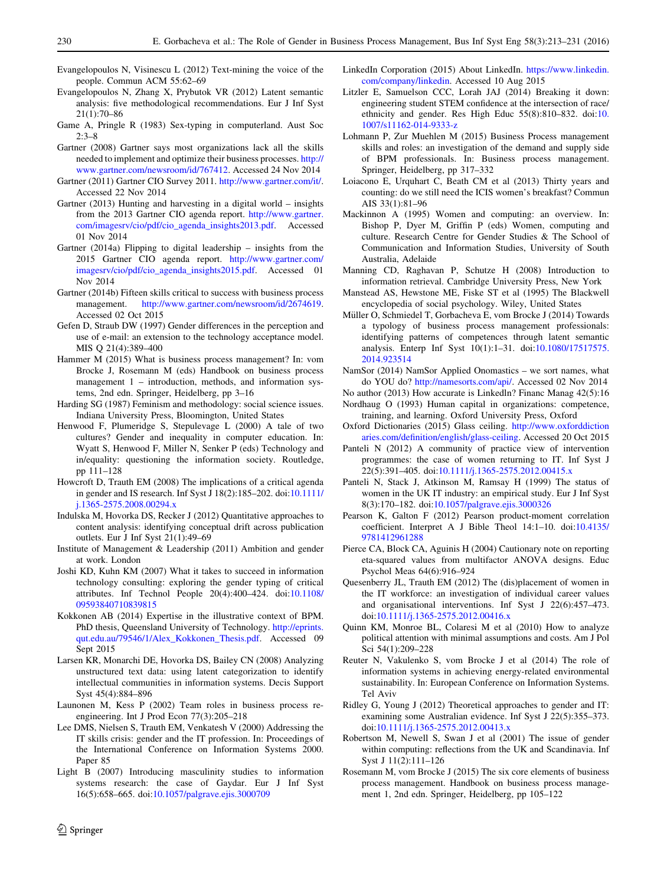Evangelopoulos N, Visinescu L (2012) Text-mining the voice of the people. Commun ACM 55:62–69

Evangelopoulos N, Zhang X, Prybutok VR (2012) Latent semantic analysis: five methodological recommendations. Eur J Inf Syst 21(1):70–86

Game A, Pringle R (1983) Sex-typing in computerland. Aust Soc 2:3–8

Gartner (2008) Gartner says most organizations lack all the skills needed to implement and optimize their business processes. http://www.gartner.com/newsroom/id/767412. Accessed 24 Nov 2014

Gartner (2011) Gartner CIO Survey 2011. http://www.gartner.com/it/. Accessed 22 Nov 2014

Gartner (2013) Hunting and harvesting in a digital world – insights from the 2013 Gartner CIO agenda report. http://www.gartner.com/imagesrv/cio/pdf/cio_agenda_insights2013.pdf. Accessed 01 Nov 2014

Gartner (2014a) Flipping to digital leadership – insights from the 2015 Gartner CIO agenda report. http://www.gartner.com/imagesrv/cio/pdf/cio_agenda_insights2015.pdf. Accessed 01 Nov 2014

Gartner (2014b) Fifteen skills critical to success with business process management. http://www.gartner.com/newsroom/id/2674619. Accessed 02 Oct 2015

Gefen D, Straub DW (1997) Gender differences in the perception and use of e-mail: an extension to the technology acceptance model. MIS Q 21(4):389–400

Hammer M (2015) What is business process management? In: vom Brocke J, Rosemann M (eds) Handbook on business process management 1 – introduction, methods, and information systems, 2nd edn. Springer, Heidelberg, pp 3–16

Harding SG (1987) Feminism and methodology: social science issues. Indiana University Press, Bloomington, United States

Henwood F, Plumeridge S, Stepulevage L (2000) A tale of two cultures? Gender and inequality in computer education. In: Wyatt S, Henwood F, Miller N, Senker P (eds) Technology and in/equality: questioning the information society. Routledge, pp 111–128

Howcroft D, Trauth EM (2008) The implications of a critical agenda in gender and IS research. Inf Syst J 18(2):185–202. doi:10.1111/j.1365-2575.2008.00294.x

Indulska M, Hovorka DS, Recker J (2012) Quantitative approaches to content analysis: identifying conceptual drift across publication outlets. Eur J Inf Syst 21(1):49–69

Institute of Management & Leadership (2011) Ambition and gender at work. London

Joshi KD, Kuhn KM (2007) What it takes to succeed in information technology consulting: exploring the gender typing of critical attributes. Inf Technol People 20(4):400–424. doi:10.1108/09593840710839815

Kokkonen AB (2014) Expertise in the illustrative context of BPM. PhD thesis, Queensland University of Technology. http://eprints.qut.edu.au/79546/1/Alex_Kokkonen_Thesis.pdf. Accessed 09 Sept 2015

Larsen KR, Monarchi DE, Hovorka DS, Bailey CN (2008) Analyzing unstructured text data: using latent categorization to identify intellectual communities in information systems. Decis Support Syst 45(4):884–896

Launonen M, Kess P (2002) Team roles in business process re-engineering. Int J Prod Econ 77(3):205–218

Lee DMS, Nielsen S, Trauth EM, Venkatesh V (2000) Addressing the IT skills crisis: gender and the IT profession. In: Proceedings of the International Conference on Information Systems 2000. Paper 85

Light B (2007) Introducing masculinity studies to information systems research: the case of Gaydar. Eur J Inf Syst 16(5):658–665. doi:10.1057/palgrave.ejis.3000709

LinkedIn Corporation (2015) About LinkedIn. https://www.linkedin.com/company/linkedin. Accessed 10 Aug 2015

Litzler E, Samuelson CCC, Lorah JAJ (2014) Breaking it down: engineering student STEM confidence at the intersection of race/ethnicity and gender. Res High Educ 55(8):810–832. doi:10.1007/s11162-014-9333-z

Lohmann P, Zur Muehlen M (2015) Business Process management skills and roles: an investigation of the demand and supply side of BPM professionals. In: Business process management. Springer, Heidelberg, pp 317–332

Loiacono E, Urquhart C, Beath CM et al (2013) Thirty years and counting: do we still need the ICIS women's breakfast? Commun AIS 33(1):81–96

Mackinnon A (1995) Women and computing: an overview. In: Bishop P, Dyer M, Griffin P (eds) Women, computing and culture. Research Centre for Gender Studies & The School of Communication and Information Studies, University of South Australia, Adelaide

Manning CD, Raghavan P, Schutze H (2008) Introduction to information retrieval. Cambridge University Press, New York

Manstead AS, Hewstone ME, Fiske ST et al (1995) The Blackwell encyclopedia of social psychology. Wiley, United States

Müller O, Schmiedel T, Gorbacheva E, vom Brocke J (2014) Towards a typology of business process management professionals: identifying patterns of competences through latent semantic analysis. Enterp Inf Syst 10(1):1–31. doi:10.1080/17517575.2014.923514

NamSor (2014) NamSor Applied Onomastics – we sort names, what do YOU do? http://namesorts.com/api/. Accessed 02 Nov 2014

No author (2013) How accurate is LinkedIn? Financ Manag 42(5):16

Nordhaug O (1993) Human capital in organizations: competence, training, and learning. Oxford University Press, Oxford

Oxford Dictionaries (2015) Glass ceiling. http://www.oxforddictionaries.com/definition/english/glass-ceiling. Accessed 20 Oct 2015

Panteli N (2012) A community of practice view of intervention programmes: the case of women returning to IT. Inf Syst J 22(5):391–405. doi:10.1111/j.1365-2575.2012.00415.x

Panteli N, Stack J, Atkinson M, Ramsay H (1999) The status of women in the UK IT industry: an empirical study. Eur J Inf Syst 8(3):170–182. doi:10.1057/palgrave.ejis.3000326

Pearson K, Galton F (2012) Pearson product-moment correlation coefficient. Interpret A J Bible Theol 14:1–10. doi:10.4135/9781412961288

Pierce CA, Block CA, Aguinis H (2004) Cautionary note on reporting eta-squared values from multifactor ANOVA designs. Educ Psychol Meas 64(6):916–924

Quesenberry JL, Trauth EM (2012) The (dis)placement of women in the IT workforce: an investigation of individual career values and organisational interventions. Inf Syst J 22(6):457–473. doi:10.1111/j.1365-2575.2012.00416.x

Quinn KM, Monroe BL, Colaresi M et al (2010) How to analyze political attention with minimal assumptions and costs. Am J Pol Sci 54(1):209–228

Reuter N, Vakulenko S, vom Brocke J et al (2014) The role of information systems in achieving energy-related environmental sustainability. In: European Conference on Information Systems. Tel Aviv

Ridley G, Young J (2012) Theoretical approaches to gender and IT: examining some Australian evidence. Inf Syst J 22(5):355–373. doi:10.1111/j.1365-2575.2012.00413.x

Robertson M, Newell S, Swan J et al (2001) The issue of gender within computing: reflections from the UK and Scandinavia. Inf Syst J 11(2):111–126

Rosemann M, vom Brocke J (2015) The six core elements of business process management. Handbook on business process management 1, 2nd edn. Springer, Heidelberg, pp 105–122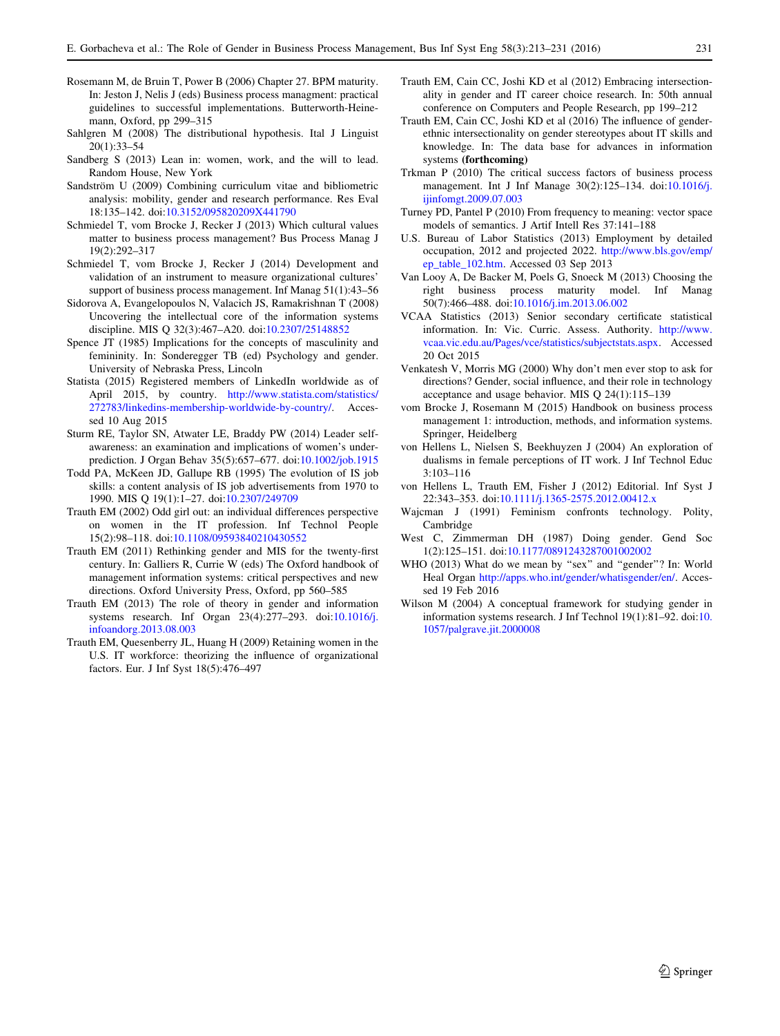Rosemann M, de Bruin T, Power B (2006) Chapter 27. BPM maturity. In: Jeston J, Nelis J (eds) Business process managment: practical guidelines to successful implementations. Butterworth-Heinemann, Oxford, pp 299–315

Sahlgren M (2008) The distributional hypothesis. Ital J Linguist 20(1):33–54

Sandberg S (2013) Lean in: women, work, and the will to lead. Random House, New York

Sandström U (2009) Combining curriculum vitae and bibliometric analysis: mobility, gender and research performance. Res Eval 18:135–142. doi:10.3152/095820209X441790

Schmiedel T, vom Brocke J, Recker J (2013) Which cultural values matter to business process management? Bus Process Manag J 19(2):292–317

Schmiedel T, vom Brocke J, Recker J (2014) Development and validation of an instrument to measure organizational cultures' support of business process management. Inf Manag 51(1):43–56

Sidorova A, Evangelopoulos N, Valacich JS, Ramakrishnan T (2008) Uncovering the intellectual core of the information systems discipline. MIS Q 32(3):467–A20. doi:10.2307/25148852

Spence JT (1985) Implications for the concepts of masculinity and femininity. In: Sonderegger TB (ed) Psychology and gender. University of Nebraska Press, Lincoln

Statista (2015) Registered members of LinkedIn worldwide as of April 2015, by country. http://www.statista.com/statistics/272783/linkedin-membership-worldwide-by-country/. Accessed 10 Aug 2015

Sturm RE, Taylor SN, Atwater LE, Braddy PW (2014) Leader self-awareness: an examination and implications of women's under-prediction. J Organ Behav 35(5):657–677. doi:10.1002/job.1915

Todd PA, McKeen JD, Gallupe RB (1995) The evolution of IS job skills: a content analysis of IS job advertisements from 1970 to 1990. MIS Q 19(1):1–27. doi:10.2307/249709

Trauth EM (2002) Odd girl out: an individual differences perspective on women in the IT profession. Inf Technol People 15(2):98–118. doi:10.1108/09593840210430552

Trauth EM (2011) Rethinking gender and MIS for the twenty-first century. In: Galliers R, Currie W (eds) The Oxford handbook of management information systems: critical perspectives and new directions. Oxford University Press, Oxford, pp 560–585

Trauth EM (2013) The role of theory in gender and information systems research. Inf Organ 23(4):277–293. doi:10.1016/j.infoandorg.2013.08.003

Trauth EM, Quesenberry JL, Huang H (2009) Retaining women in the U.S. IT workforce: theorizing the influence of organizational factors. Eur. J Inf Syst 18(5):476–497

Trauth EM, Cain CC, Joshi KD et al (2012) Embracing intersectionality in gender and IT career choice research. In: 50th annual conference on Computers and People Research, pp 199–212

Trauth EM, Cain CC, Joshi KD et al (2016) The influence of gender-ethnic intersectionality on gender stereotypes about IT skills and knowledge. In: The data base for advances in information systems **(forthcoming)**

Trkman P (2010) The critical success factors of business process management. Int J Inf Manage 30(2):125–134. doi:10.1016/j.ijinfomgt.2009.07.003

Turney PD, Pantel P (2010) From frequency to meaning: vector space models of semantics. J Artif Intell Res 37:141–188

U.S. Bureau of Labor Statistics (2013) Employment by detailed occupation, 2012 and projected 2022. http://www.bls.gov/emp/ep_table_102.htm. Accessed 03 Sep 2013

Van Looy A, De Backer M, Poels G, Snoeck M (2013) Choosing the right business process maturity model. Inf Manag 50(7):466–488. doi:10.1016/j.im.2013.06.002

VCAA Statistics (2013) Senior secondary certificate statistical information. In: Vic. Curric. Assess. Authority. http://www.vcaa.vic.edu.au/Pages/vce/statistics/subjectstats.aspx. Accessed 20 Oct 2015

Venkatesh V, Morris MG (2000) Why don't men ever stop to ask for directions? Gender, social influence, and their role in technology acceptance and usage behavior. MIS Q 24(1):115–139

vom Brocke J, Rosemann M (2015) Handbook on business process management 1: introduction, methods, and information systems. Springer, Heidelberg

von Hellens L, Nielsen S, Beekhuyzen J (2004) An exploration of dualisms in female perceptions of IT work. J Inf Technol Educ 3:103–116

von Hellens L, Trauth EM, Fisher J (2012) Editorial. Inf Syst J 22:343–353. doi:10.1111/j.1365-2575.2012.00412.x

Wajcman J (1991) Feminism confronts technology. Polity, Cambridge

West C, Zimmerman DH (1987) Doing gender. Gend Soc 1(2):125–151. doi:10.1177/0891243287001002002

WHO (2013) What do we mean by "sex" and "gender"? In: World Heal Organ http://apps.who.int/gender/whatisgender/en/. Accessed 19 Feb 2016

Wilson M (2004) A conceptual framework for studying gender in information systems research. J Inf Technol 19(1):81–92. doi:10.1057/palgrave.jit.2000008